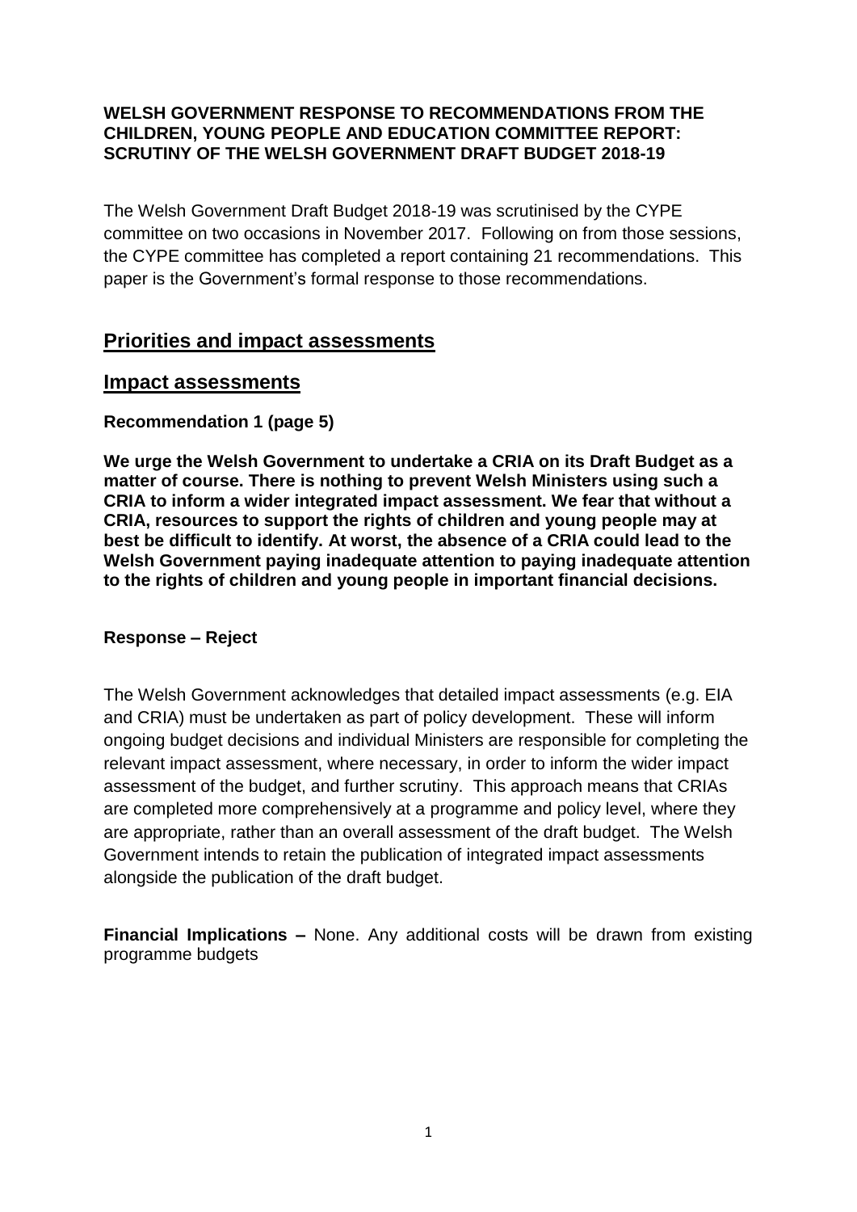**WELSH GOVERNMENT RESPONSE TO RECOMMENDATIONS FROM THE CHILDREN, YOUNG PEOPLE AND EDUCATION COMMITTEE REPORT: SCRUTINY OF THE WELSH GOVERNMENT DRAFT BUDGET 2018-19**

The Welsh Government Draft Budget 2018-19 was scrutinised by the CYPE committee on two occasions in November 2017. Following on from those sessions, the CYPE committee has completed a report containing 21 recommendations. This paper is the Government's formal response to those recommendations.

## Priorities and impact assessments

## Impact assessments

**Recommendation 1 (page 5)**

**We urge the Welsh Government to undertake a CRIA on its Draft Budget as a matter of course. There is nothing to prevent Welsh Ministers using such a CRIA to inform a wider integrated impact assessment. We fear that without a CRIA, resources to support the rights of children and young people may at best be difficult to identify. At worst, the absence of a CRIA could lead to the Welsh Government paying inadequate attention to paying inadequate attention to the rights of children and young people in important financial decisions.**

**Response – Reject**

The Welsh Government acknowledges that detailed impact assessments (e.g. EIA and CRIA) must be undertaken as part of policy development. These will inform ongoing budget decisions and individual Ministers are responsible for completing the relevant impact assessment, where necessary, in order to inform the wider impact assessment of the budget, and further scrutiny. This approach means that CRIAs are completed more comprehensively at a programme and policy level, where they are appropriate, rather than an overall assessment of the draft budget. The Welsh Government intends to retain the publication of integrated impact assessments alongside the publication of the draft budget.

**Financial Implications –** None. Any additional costs will be drawn from existing programme budgets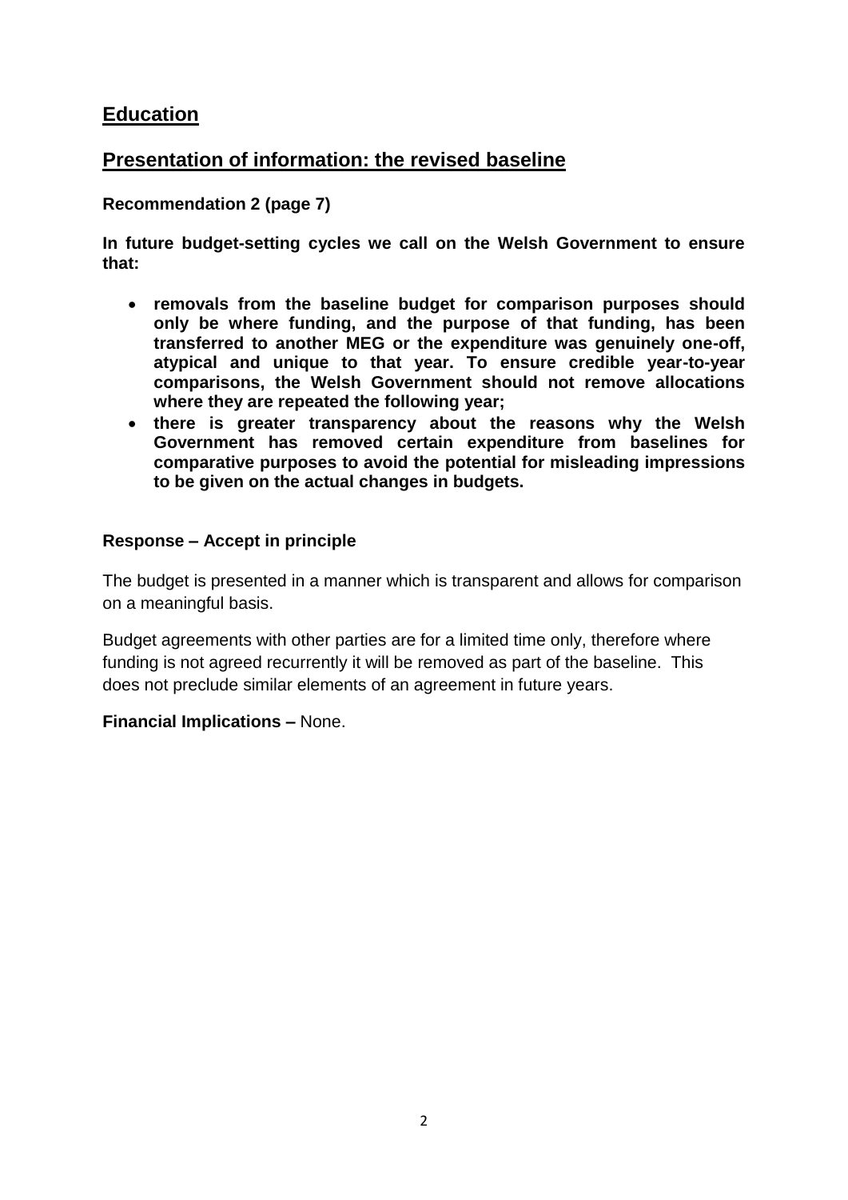## Education

## Presentation of information: the revised baseline

**Recommendation 2 (page 7)**

**In future budget-setting cycles we call on the Welsh Government to ensure that:**

- **removals from the baseline budget for comparison purposes should only be where funding, and the purpose of that funding, has been transferred to another MEG or the expenditure was genuinely one-off, atypical and unique to that year. To ensure credible year-to-year comparisons, the Welsh Government should not remove allocations where they are repeated the following year;**
- **there is greater transparency about the reasons why the Welsh Government has removed certain expenditure from baselines for comparative purposes to avoid the potential for misleading impressions to be given on the actual changes in budgets.**

**Response – Accept in principle**

The budget is presented in a manner which is transparent and allows for comparison on a meaningful basis.

Budget agreements with other parties are for a limited time only, therefore where funding is not agreed recurrently it will be removed as part of the baseline. This does not preclude similar elements of an agreement in future years.

**Financial Implications –** None.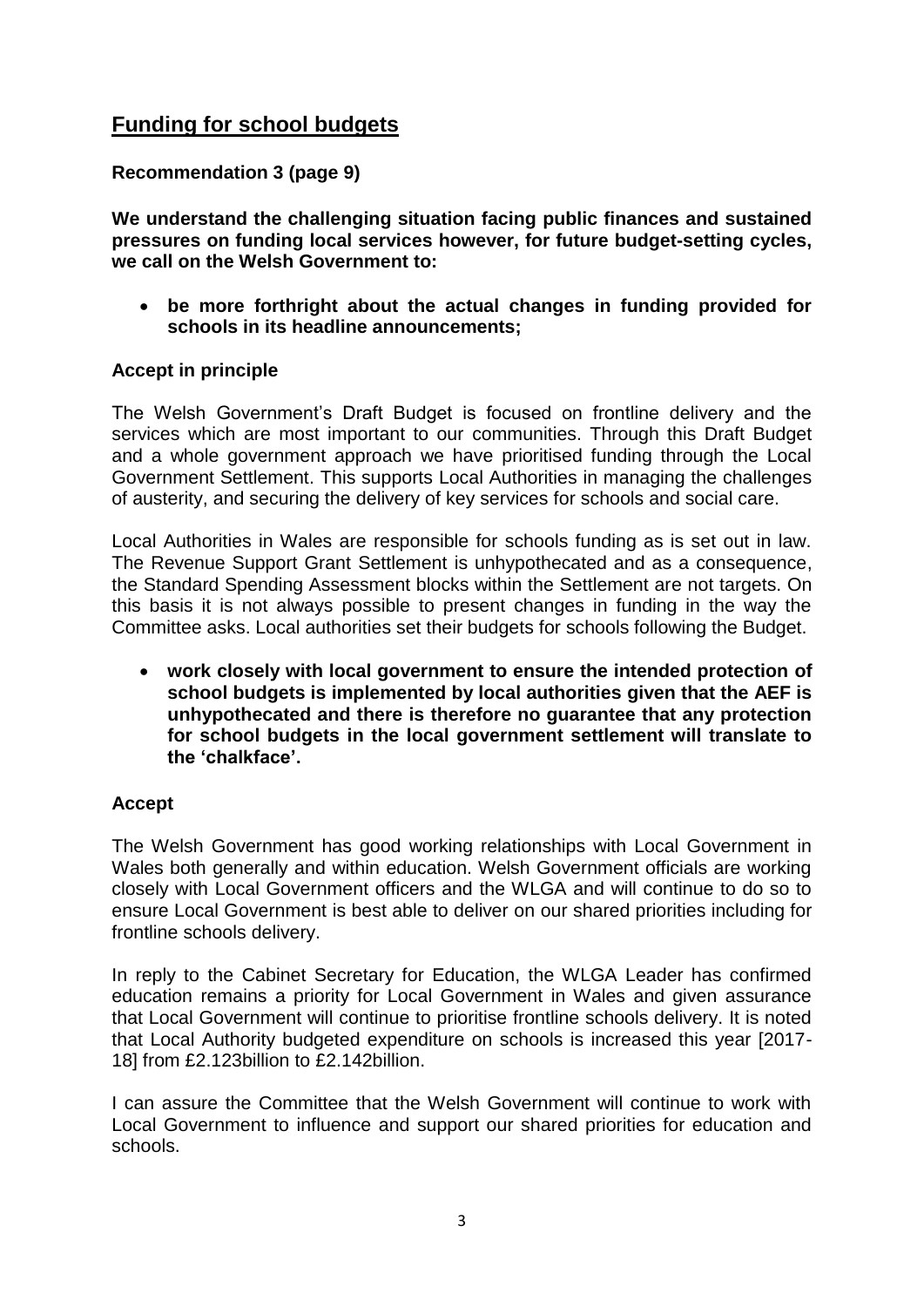## Funding for school budgets

**Recommendation 3 (page 9)**

**We understand the challenging situation facing public finances and sustained pressures on funding local services however, for future budget-setting cycles, we call on the Welsh Government to:**

- **be more forthright about the actual changes in funding provided for schools in its headline announcements;**

**Accept in principle**

The Welsh Government's Draft Budget is focused on frontline delivery and the services which are most important to our communities. Through this Draft Budget and a whole government approach we have prioritised funding through the Local Government Settlement. This supports Local Authorities in managing the challenges of austerity, and securing the delivery of key services for schools and social care.

Local Authorities in Wales are responsible for schools funding as is set out in law. The Revenue Support Grant Settlement is unhypothecated and as a consequence, the Standard Spending Assessment blocks within the Settlement are not targets. On this basis it is not always possible to present changes in funding in the way the Committee asks. Local authorities set their budgets for schools following the Budget.

- **work closely with local government to ensure the intended protection of school budgets is implemented by local authorities given that the AEF is unhypothecated and there is therefore no guarantee that any protection for school budgets in the local government settlement will translate to the 'chalkface'.**

**Accept**

The Welsh Government has good working relationships with Local Government in Wales both generally and within education. Welsh Government officials are working closely with Local Government officers and the WLGA and will continue to do so to ensure Local Government is best able to deliver on our shared priorities including for frontline schools delivery.

In reply to the Cabinet Secretary for Education, the WLGA Leader has confirmed education remains a priority for Local Government in Wales and given assurance that Local Government will continue to prioritise frontline schools delivery. It is noted that Local Authority budgeted expenditure on schools is increased this year [2017-18] from £2.123billion to £2.142billion.

I can assure the Committee that the Welsh Government will continue to work with Local Government to influence and support our shared priorities for education and schools.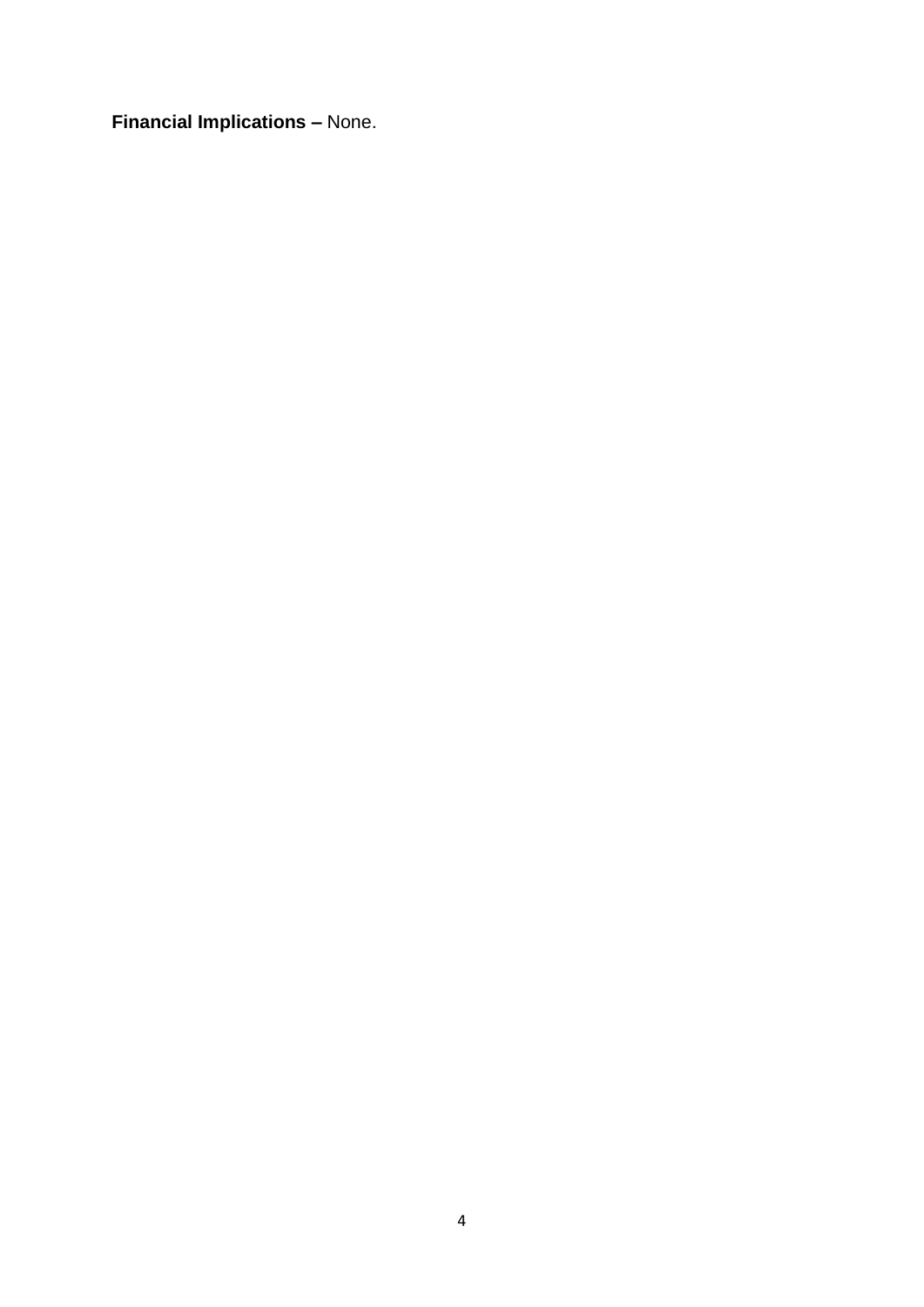**Financial Implications –** None.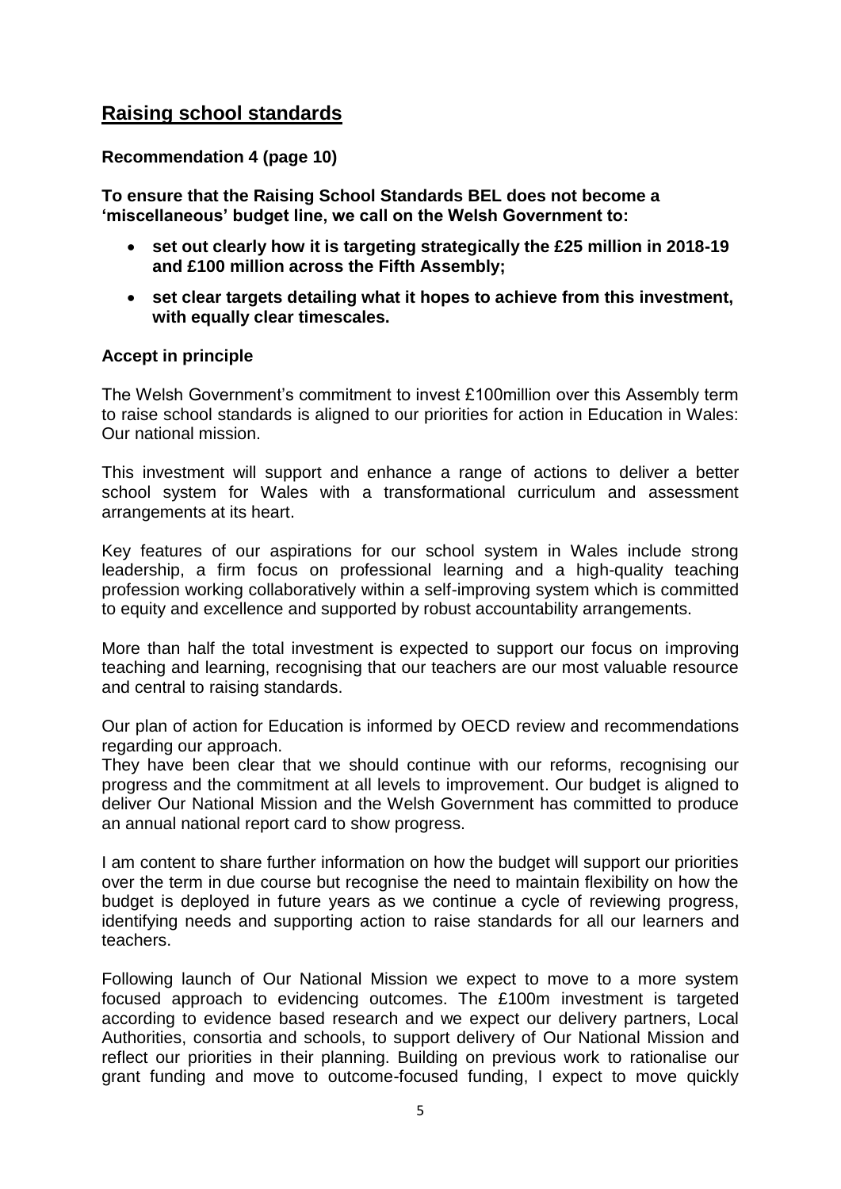## Raising school standards

**Recommendation 4 (page 10)**

**To ensure that the Raising School Standards BEL does not become a 'miscellaneous' budget line, we call on the Welsh Government to:**

- **set out clearly how it is targeting strategically the £25 million in 2018-19 and £100 million across the Fifth Assembly;**
- **set clear targets detailing what it hopes to achieve from this investment, with equally clear timescales.**

**Accept in principle**

The Welsh Government's commitment to invest £100million over this Assembly term to raise school standards is aligned to our priorities for action in Education in Wales: Our national mission.

This investment will support and enhance a range of actions to deliver a better school system for Wales with a transformational curriculum and assessment arrangements at its heart.

Key features of our aspirations for our school system in Wales include strong leadership, a firm focus on professional learning and a high-quality teaching profession working collaboratively within a self-improving system which is committed to equity and excellence and supported by robust accountability arrangements.

More than half the total investment is expected to support our focus on improving teaching and learning, recognising that our teachers are our most valuable resource and central to raising standards.

Our plan of action for Education is informed by OECD review and recommendations regarding our approach.
They have been clear that we should continue with our reforms, recognising our progress and the commitment at all levels to improvement. Our budget is aligned to deliver Our National Mission and the Welsh Government has committed to produce an annual national report card to show progress.

I am content to share further information on how the budget will support our priorities over the term in due course but recognise the need to maintain flexibility on how the budget is deployed in future years as we continue a cycle of reviewing progress, identifying needs and supporting action to raise standards for all our learners and teachers.

Following launch of Our National Mission we expect to move to a more system focused approach to evidencing outcomes. The £100m investment is targeted according to evidence based research and we expect our delivery partners, Local Authorities, consortia and schools, to support delivery of Our National Mission and reflect our priorities in their planning. Building on previous work to rationalise our grant funding and move to outcome-focused funding, I expect to move quickly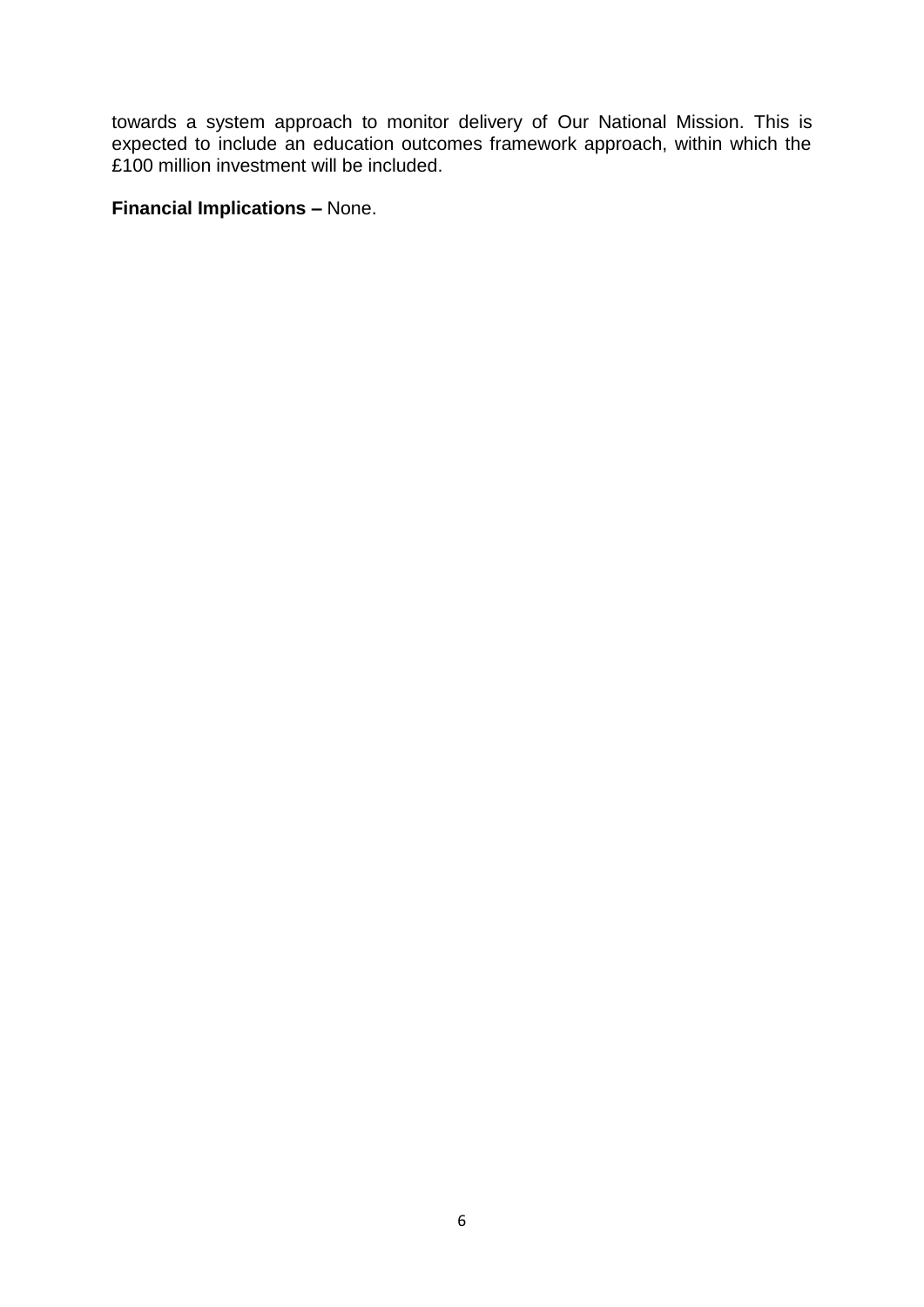towards a system approach to monitor delivery of Our National Mission. This is expected to include an education outcomes framework approach, within which the £100 million investment will be included.

**Financial Implications –** None.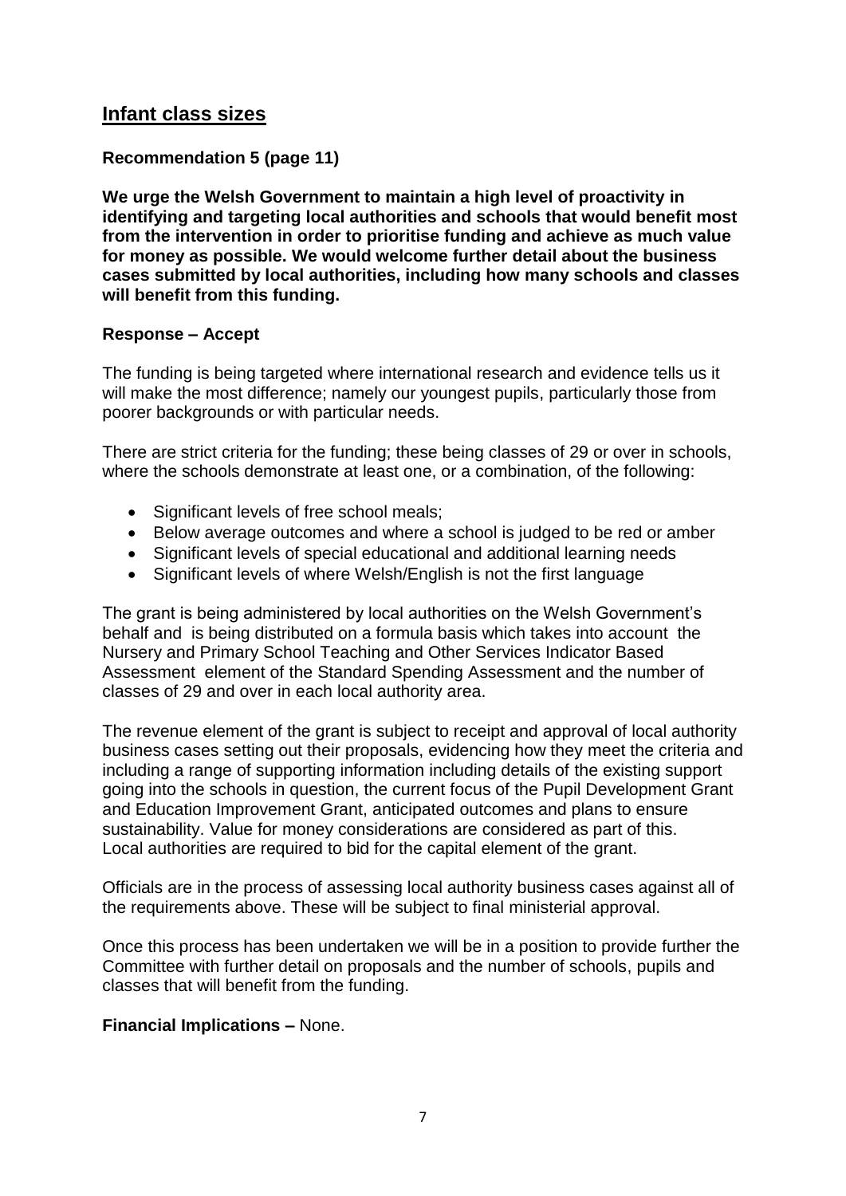## Infant class sizes

**Recommendation 5 (page 11)**

**We urge the Welsh Government to maintain a high level of proactivity in identifying and targeting local authorities and schools that would benefit most from the intervention in order to prioritise funding and achieve as much value for money as possible. We would welcome further detail about the business cases submitted by local authorities, including how many schools and classes will benefit from this funding.**

**Response – Accept**

The funding is being targeted where international research and evidence tells us it will make the most difference; namely our youngest pupils, particularly those from poorer backgrounds or with particular needs.

There are strict criteria for the funding; these being classes of 29 or over in schools, where the schools demonstrate at least one, or a combination, of the following:

- Significant levels of free school meals;
- Below average outcomes and where a school is judged to be red or amber
- Significant levels of special educational and additional learning needs
- Significant levels of where Welsh/English is not the first language

The grant is being administered by local authorities on the Welsh Government's behalf and is being distributed on a formula basis which takes into account the Nursery and Primary School Teaching and Other Services Indicator Based Assessment element of the Standard Spending Assessment and the number of classes of 29 and over in each local authority area.

The revenue element of the grant is subject to receipt and approval of local authority business cases setting out their proposals, evidencing how they meet the criteria and including a range of supporting information including details of the existing support going into the schools in question, the current focus of the Pupil Development Grant and Education Improvement Grant, anticipated outcomes and plans to ensure sustainability. Value for money considerations are considered as part of this. Local authorities are required to bid for the capital element of the grant.

Officials are in the process of assessing local authority business cases against all of the requirements above. These will be subject to final ministerial approval.

Once this process has been undertaken we will be in a position to provide further the Committee with further detail on proposals and the number of schools, pupils and classes that will benefit from the funding.

**Financial Implications –** None.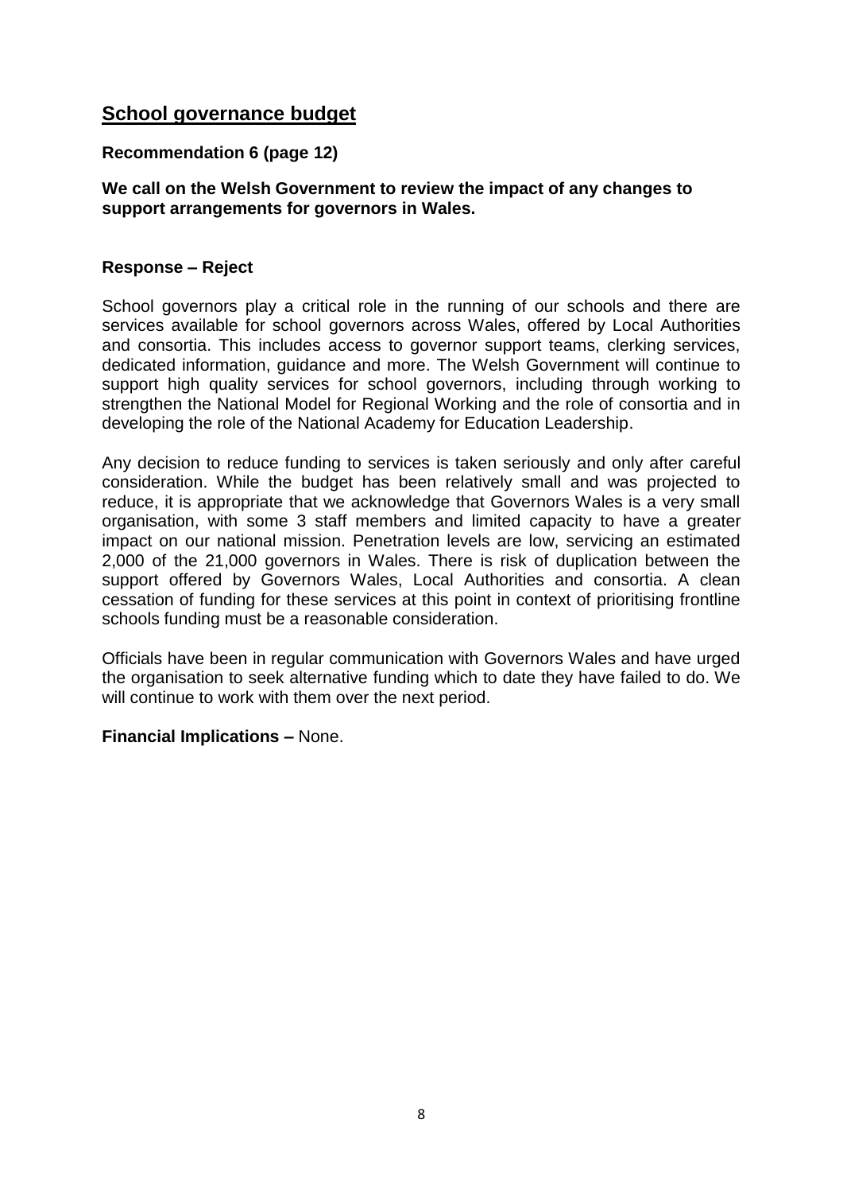## School governance budget

### Recommendation 6 (page 12)

**We call on the Welsh Government to review the impact of any changes to support arrangements for governors in Wales.**

### Response – Reject

School governors play a critical role in the running of our schools and there are services available for school governors across Wales, offered by Local Authorities and consortia. This includes access to governor support teams, clerking services, dedicated information, guidance and more. The Welsh Government will continue to support high quality services for school governors, including through working to strengthen the National Model for Regional Working and the role of consortia and in developing the role of the National Academy for Education Leadership.

Any decision to reduce funding to services is taken seriously and only after careful consideration. While the budget has been relatively small and was projected to reduce, it is appropriate that we acknowledge that Governors Wales is a very small organisation, with some 3 staff members and limited capacity to have a greater impact on our national mission. Penetration levels are low, servicing an estimated 2,000 of the 21,000 governors in Wales. There is risk of duplication between the support offered by Governors Wales, Local Authorities and consortia. A clean cessation of funding for these services at this point in context of prioritising frontline schools funding must be a reasonable consideration.

Officials have been in regular communication with Governors Wales and have urged the organisation to seek alternative funding which to date they have failed to do. We will continue to work with them over the next period.

**Financial Implications –** None.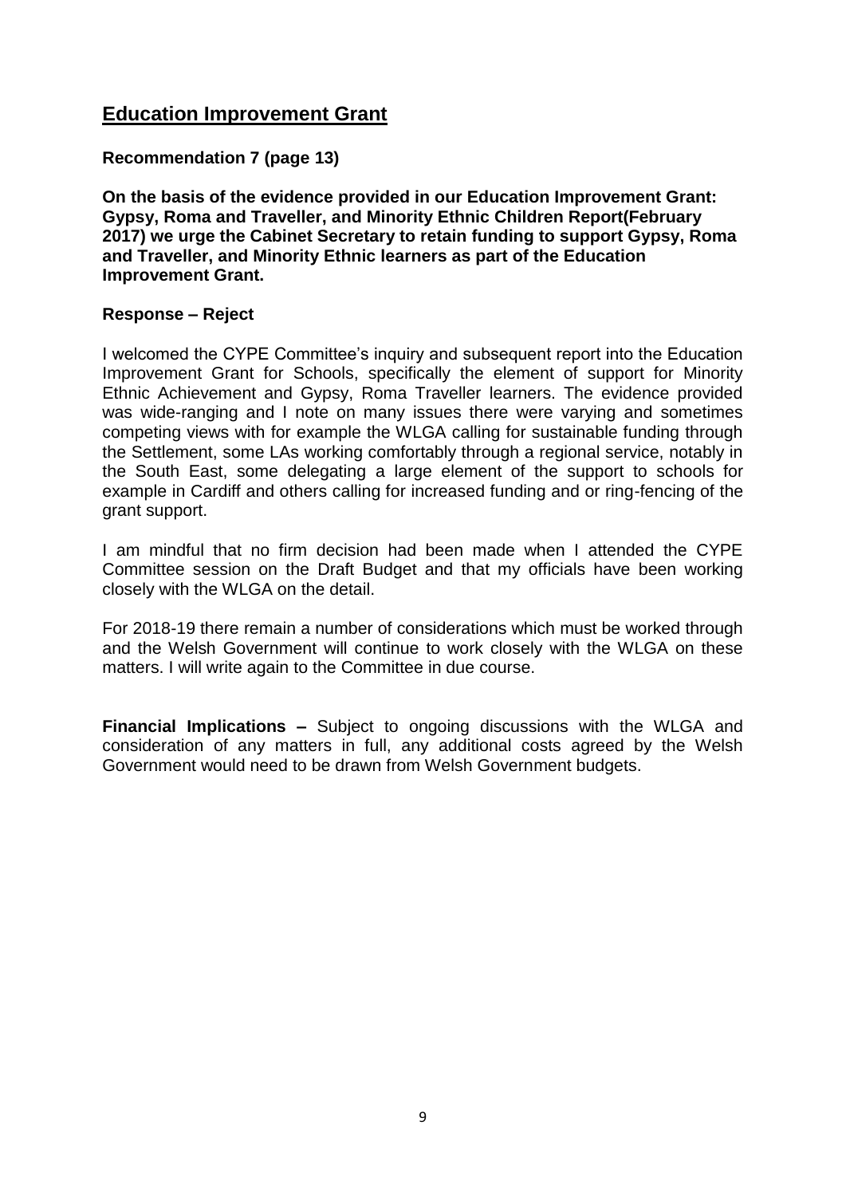## Education Improvement Grant

**Recommendation 7 (page 13)**

**On the basis of the evidence provided in our Education Improvement Grant: Gypsy, Roma and Traveller, and Minority Ethnic Children Report(February 2017) we urge the Cabinet Secretary to retain funding to support Gypsy, Roma and Traveller, and Minority Ethnic learners as part of the Education Improvement Grant.**

**Response – Reject**

I welcomed the CYPE Committee's inquiry and subsequent report into the Education Improvement Grant for Schools, specifically the element of support for Minority Ethnic Achievement and Gypsy, Roma Traveller learners. The evidence provided was wide-ranging and I note on many issues there were varying and sometimes competing views with for example the WLGA calling for sustainable funding through the Settlement, some LAs working comfortably through a regional service, notably in the South East, some delegating a large element of the support to schools for example in Cardiff and others calling for increased funding and or ring-fencing of the grant support.

I am mindful that no firm decision had been made when I attended the CYPE Committee session on the Draft Budget and that my officials have been working closely with the WLGA on the detail.

For 2018-19 there remain a number of considerations which must be worked through and the Welsh Government will continue to work closely with the WLGA on these matters. I will write again to the Committee in due course.

**Financial Implications –** Subject to ongoing discussions with the WLGA and consideration of any matters in full, any additional costs agreed by the Welsh Government would need to be drawn from Welsh Government budgets.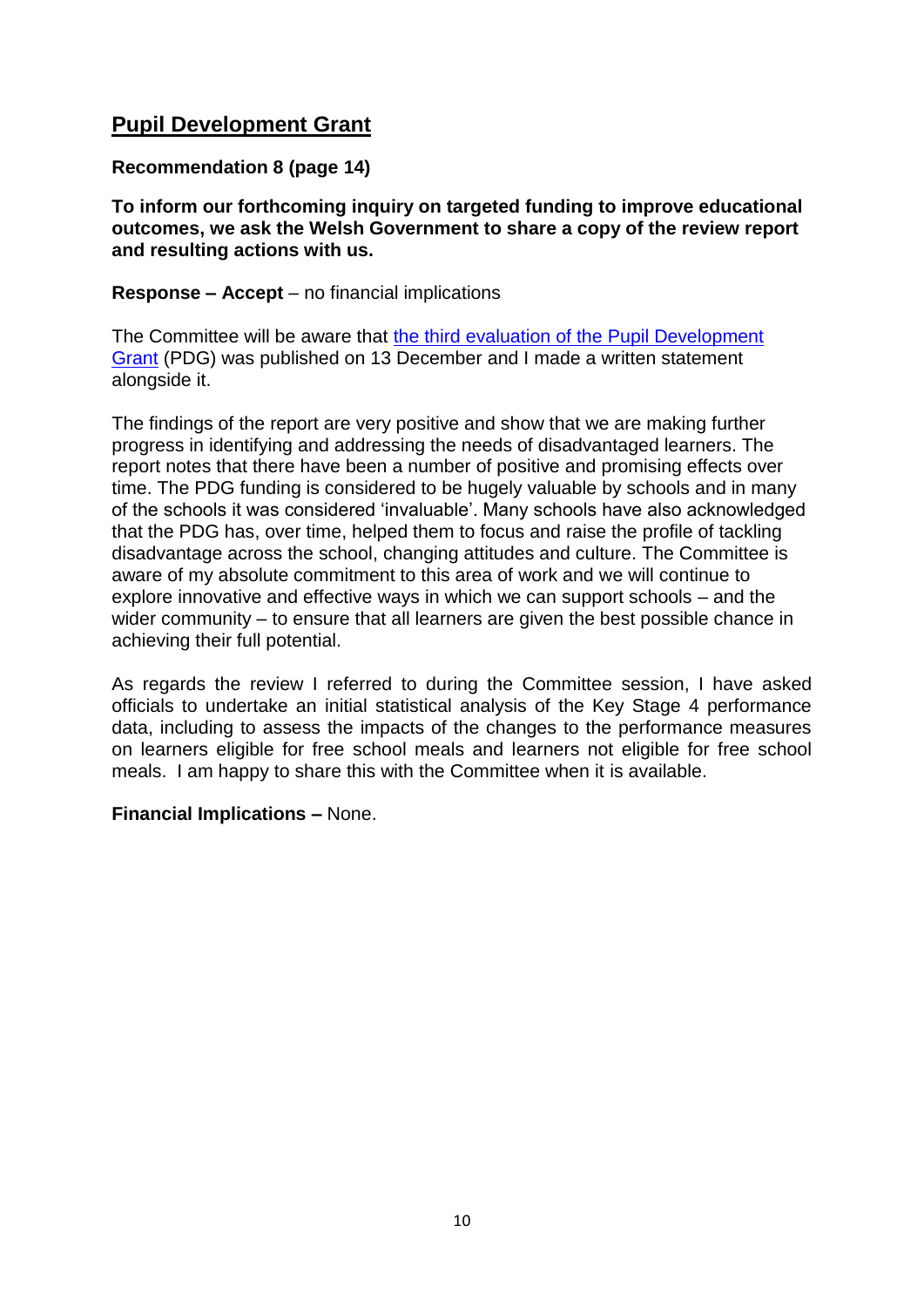## Pupil Development Grant

**Recommendation 8 (page 14)**

**To inform our forthcoming inquiry on targeted funding to improve educational outcomes, we ask the Welsh Government to share a copy of the review report and resulting actions with us.**

**Response – Accept** – no financial implications

The Committee will be aware that the third evaluation of the Pupil Development Grant (PDG) was published on 13 December and I made a written statement alongside it.

The findings of the report are very positive and show that we are making further progress in identifying and addressing the needs of disadvantaged learners. The report notes that there have been a number of positive and promising effects over time. The PDG funding is considered to be hugely valuable by schools and in many of the schools it was considered 'invaluable'. Many schools have also acknowledged that the PDG has, over time, helped them to focus and raise the profile of tackling disadvantage across the school, changing attitudes and culture. The Committee is aware of my absolute commitment to this area of work and we will continue to explore innovative and effective ways in which we can support schools – and the wider community – to ensure that all learners are given the best possible chance in achieving their full potential.

As regards the review I referred to during the Committee session, I have asked officials to undertake an initial statistical analysis of the Key Stage 4 performance data, including to assess the impacts of the changes to the performance measures on learners eligible for free school meals and learners not eligible for free school meals. I am happy to share this with the Committee when it is available.

**Financial Implications –** None.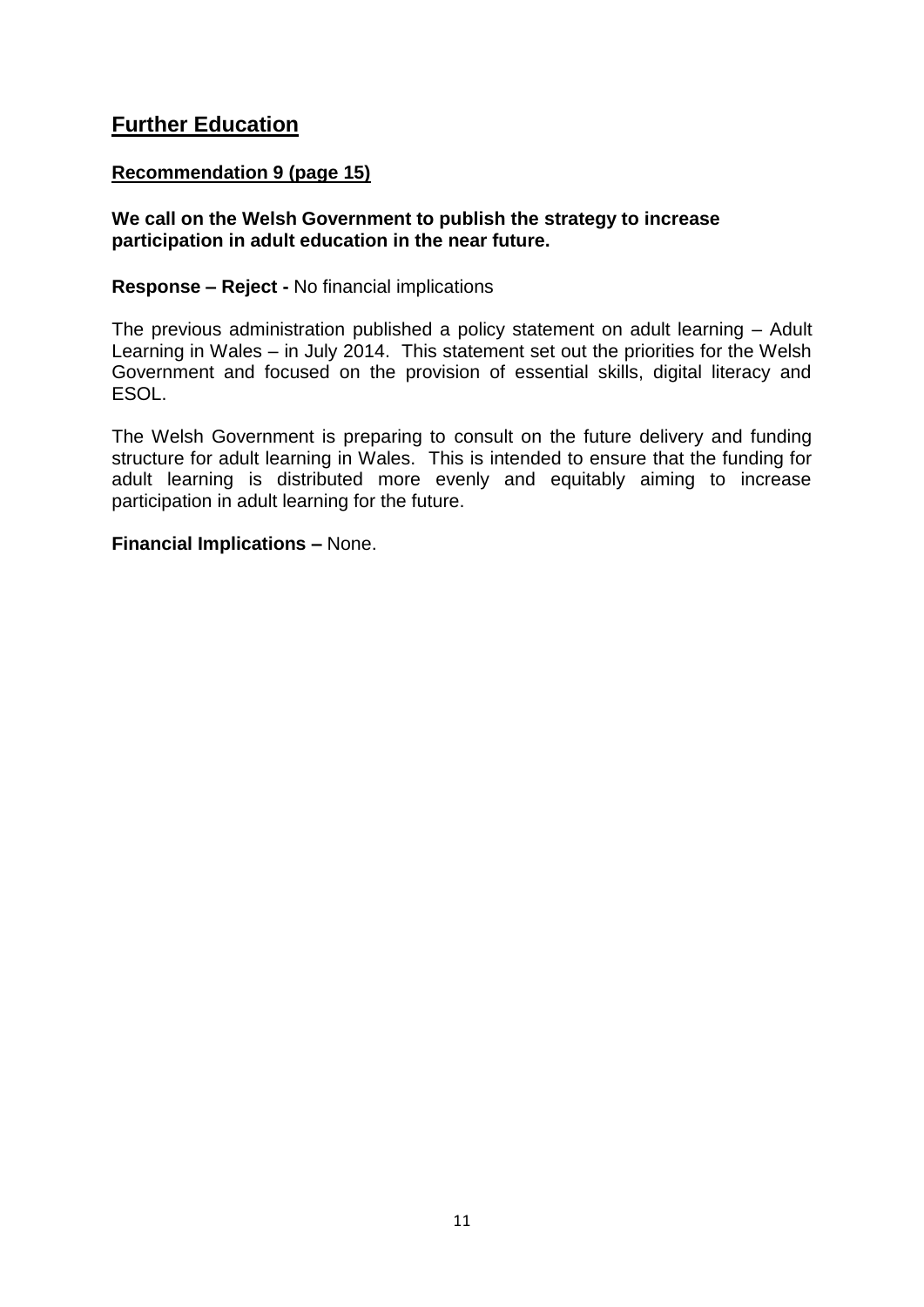## Further Education

### Recommendation 9 (page 15)

**We call on the Welsh Government to publish the strategy to increase participation in adult education in the near future.**

**Response – Reject -** No financial implications

The previous administration published a policy statement on adult learning – Adult Learning in Wales – in July 2014. This statement set out the priorities for the Welsh Government and focused on the provision of essential skills, digital literacy and ESOL.

The Welsh Government is preparing to consult on the future delivery and funding structure for adult learning in Wales. This is intended to ensure that the funding for adult learning is distributed more evenly and equitably aiming to increase participation in adult learning for the future.

**Financial Implications –** None.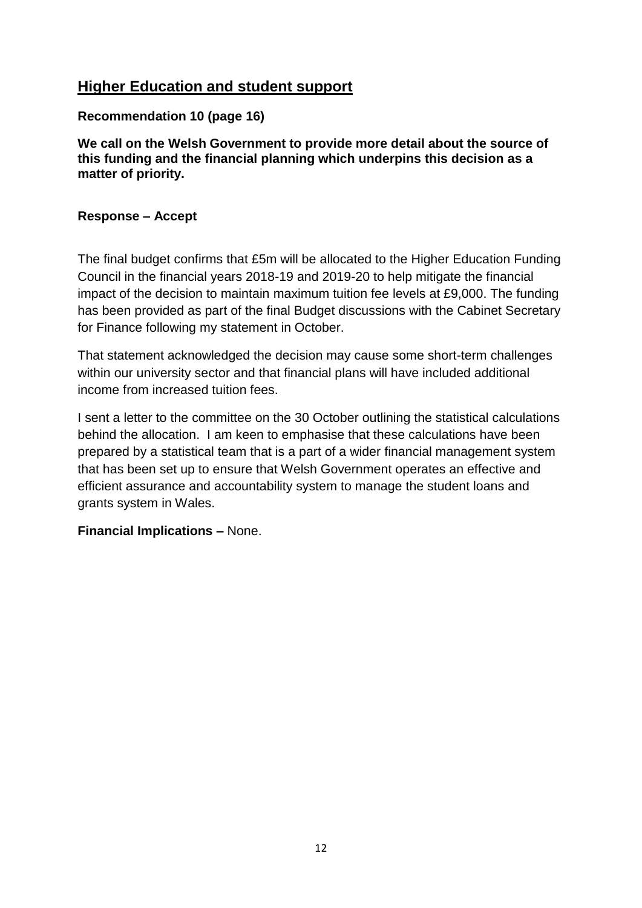## Higher Education and student support

**Recommendation 10 (page 16)**

**We call on the Welsh Government to provide more detail about the source of this funding and the financial planning which underpins this decision as a matter of priority.**

**Response – Accept**

The final budget confirms that £5m will be allocated to the Higher Education Funding Council in the financial years 2018-19 and 2019-20 to help mitigate the financial impact of the decision to maintain maximum tuition fee levels at £9,000. The funding has been provided as part of the final Budget discussions with the Cabinet Secretary for Finance following my statement in October.

That statement acknowledged the decision may cause some short-term challenges within our university sector and that financial plans will have included additional income from increased tuition fees.

I sent a letter to the committee on the 30 October outlining the statistical calculations behind the allocation. I am keen to emphasise that these calculations have been prepared by a statistical team that is a part of a wider financial management system that has been set up to ensure that Welsh Government operates an effective and efficient assurance and accountability system to manage the student loans and grants system in Wales.

**Financial Implications –** None.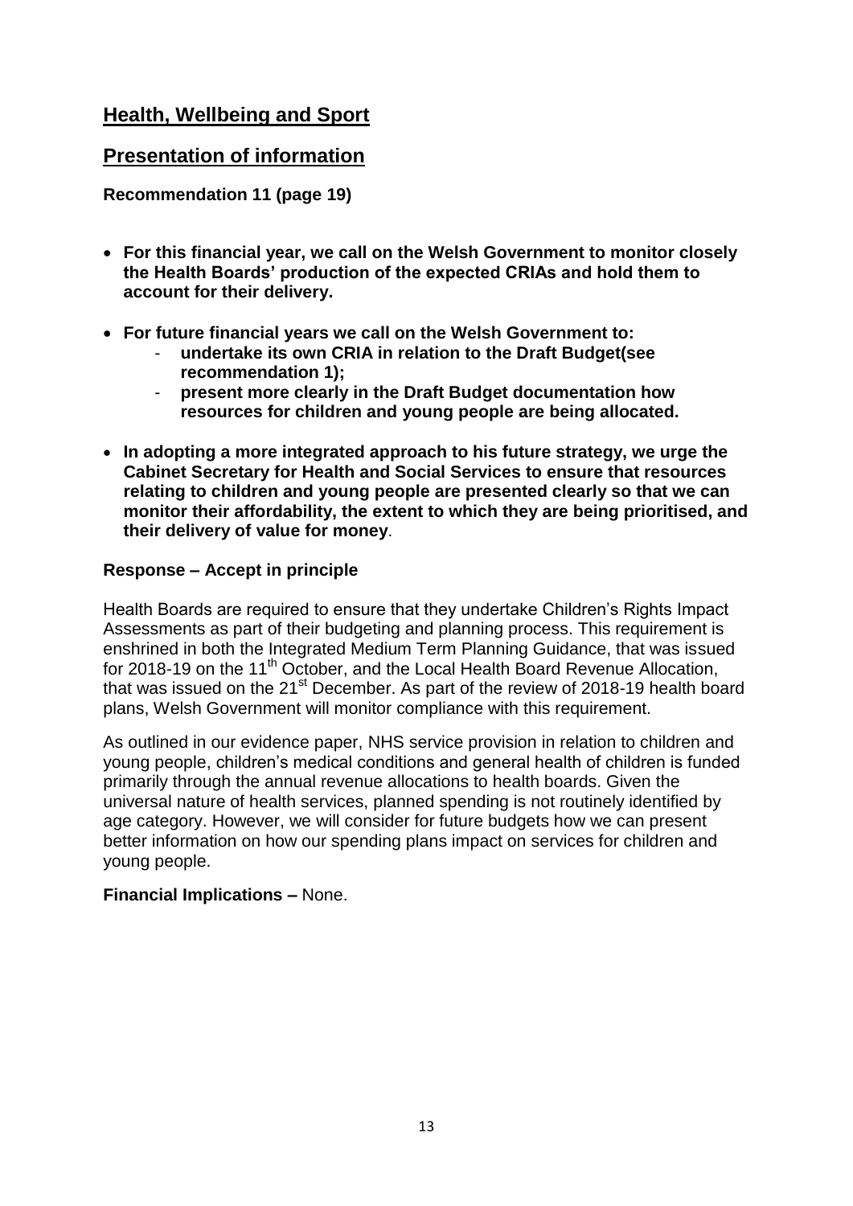## Health, Wellbeing and Sport

## Presentation of information

**Recommendation 11 (page 19)**

- **For this financial year, we call on the Welsh Government to monitor closely the Health Boards' production of the expected CRIAs and hold them to account for their delivery.**
- **For future financial years we call on the Welsh Government to:**
  - **undertake its own CRIA in relation to the Draft Budget(see recommendation 1);**
  - **present more clearly in the Draft Budget documentation how resources for children and young people are being allocated.**
- **In adopting a more integrated approach to his future strategy, we urge the Cabinet Secretary for Health and Social Services to ensure that resources relating to children and young people are presented clearly so that we can monitor their affordability, the extent to which they are being prioritised, and their delivery of value for money**.

**Response – Accept in principle**

Health Boards are required to ensure that they undertake Children's Rights Impact Assessments as part of their budgeting and planning process. This requirement is enshrined in both the Integrated Medium Term Planning Guidance, that was issued for 2018-19 on the 11th October, and the Local Health Board Revenue Allocation, that was issued on the 21st December. As part of the review of 2018-19 health board plans, Welsh Government will monitor compliance with this requirement.

As outlined in our evidence paper, NHS service provision in relation to children and young people, children's medical conditions and general health of children is funded primarily through the annual revenue allocations to health boards. Given the universal nature of health services, planned spending is not routinely identified by age category. However, we will consider for future budgets how we can present better information on how our spending plans impact on services for children and young people.

**Financial Implications –** None.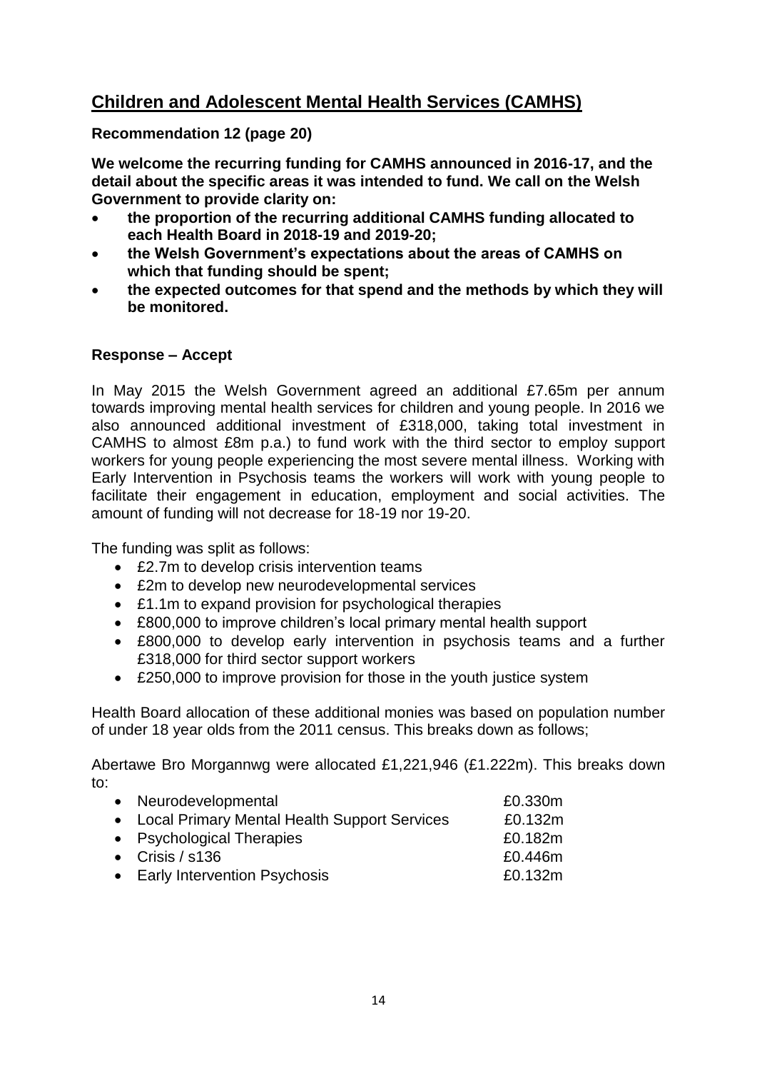## Children and Adolescent Mental Health Services (CAMHS)

**Recommendation 12 (page 20)**

**We welcome the recurring funding for CAMHS announced in 2016-17, and the detail about the specific areas it was intended to fund. We call on the Welsh Government to provide clarity on:**

- **the proportion of the recurring additional CAMHS funding allocated to each Health Board in 2018-19 and 2019-20;**
- **the Welsh Government's expectations about the areas of CAMHS on which that funding should be spent;**
- **the expected outcomes for that spend and the methods by which they will be monitored.**

**Response – Accept**

In May 2015 the Welsh Government agreed an additional £7.65m per annum towards improving mental health services for children and young people. In 2016 we also announced additional investment of £318,000, taking total investment in CAMHS to almost £8m p.a.) to fund work with the third sector to employ support workers for young people experiencing the most severe mental illness. Working with Early Intervention in Psychosis teams the workers will work with young people to facilitate their engagement in education, employment and social activities. The amount of funding will not decrease for 18-19 nor 19-20.

The funding was split as follows:

- £2.7m to develop crisis intervention teams
- £2m to develop new neurodevelopmental services
- £1.1m to expand provision for psychological therapies
- £800,000 to improve children's local primary mental health support
- £800,000 to develop early intervention in psychosis teams and a further £318,000 for third sector support workers
- £250,000 to improve provision for those in the youth justice system

Health Board allocation of these additional monies was based on population number of under 18 year olds from the 2011 census. This breaks down as follows;

Abertawe Bro Morgannwg were allocated £1,221,946 (£1.222m). This breaks down to:

- Neurodevelopmental £0.330m
- Local Primary Mental Health Support Services £0.132m
- Psychological Therapies £0.182m
- Crisis / s136 £0.446m
- Early Intervention Psychosis £0.132m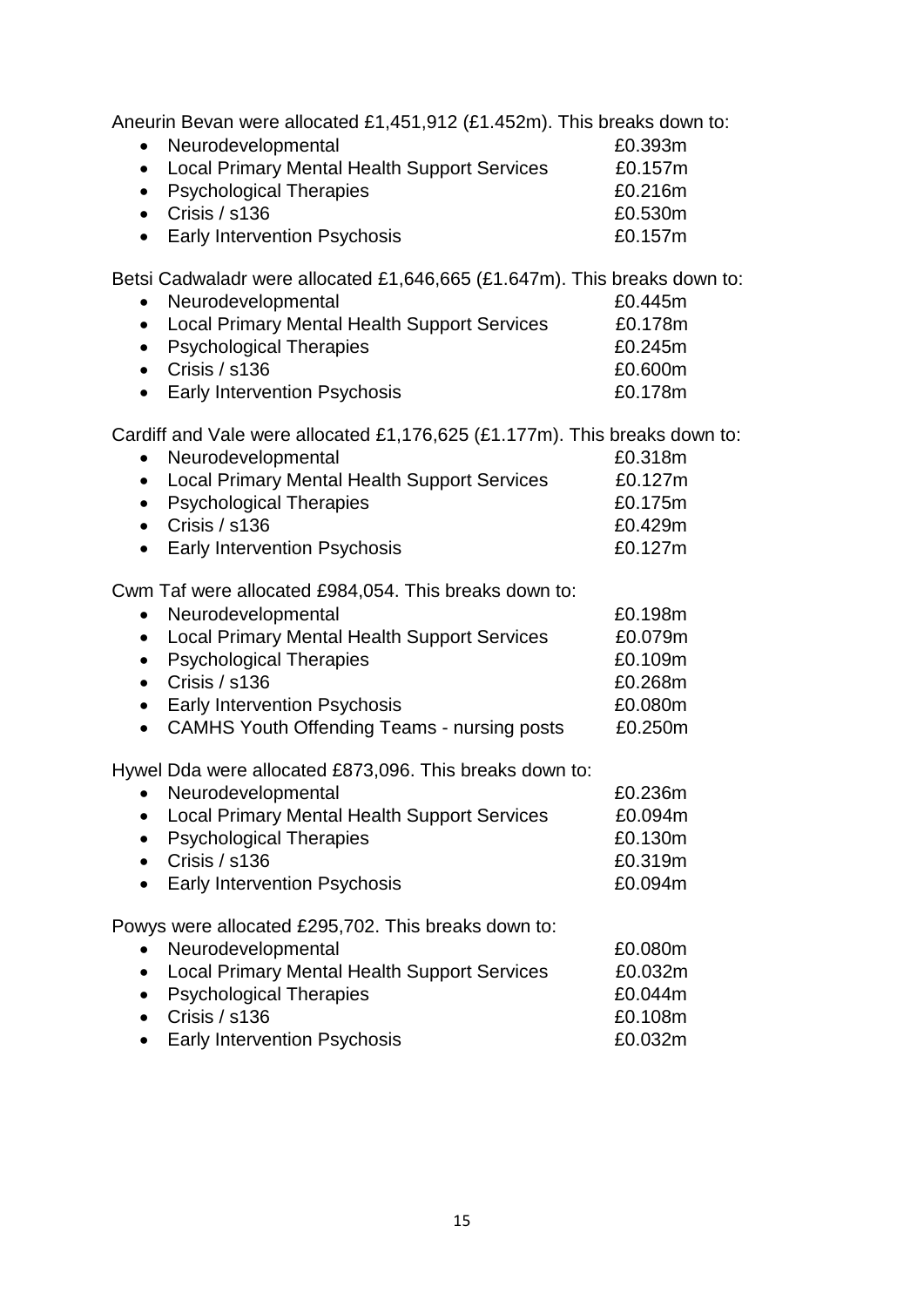Aneurin Bevan were allocated £1,451,912 (£1.452m). This breaks down to:

- Neurodevelopmental £0.393m
- Local Primary Mental Health Support Services £0.157m
- Psychological Therapies £0.216m
- Crisis / s136 £0.530m
- Early Intervention Psychosis £0.157m

Betsi Cadwaladr were allocated £1,646,665 (£1.647m). This breaks down to:

- Neurodevelopmental £0.445m
- Local Primary Mental Health Support Services £0.178m
- Psychological Therapies £0.245m
- Crisis / s136 £0.600m
- Early Intervention Psychosis £0.178m

Cardiff and Vale were allocated £1,176,625 (£1.177m). This breaks down to:

- Neurodevelopmental £0.318m
- Local Primary Mental Health Support Services £0.127m
- Psychological Therapies £0.175m
- Crisis / s136 £0.429m
- Early Intervention Psychosis £0.127m

Cwm Taf were allocated £984,054. This breaks down to:

- Neurodevelopmental £0.198m
- Local Primary Mental Health Support Services £0.079m
- Psychological Therapies £0.109m
- Crisis / s136 £0.268m
- Early Intervention Psychosis £0.080m
- CAMHS Youth Offending Teams - nursing posts £0.250m

Hywel Dda were allocated £873,096. This breaks down to:

- Neurodevelopmental £0.236m
- Local Primary Mental Health Support Services £0.094m
- Psychological Therapies £0.130m
- Crisis / s136 £0.319m
- Early Intervention Psychosis £0.094m

Powys were allocated £295,702. This breaks down to:

- Neurodevelopmental £0.080m
- Local Primary Mental Health Support Services £0.032m
- Psychological Therapies £0.044m
- Crisis / s136 £0.108m
- Early Intervention Psychosis £0.032m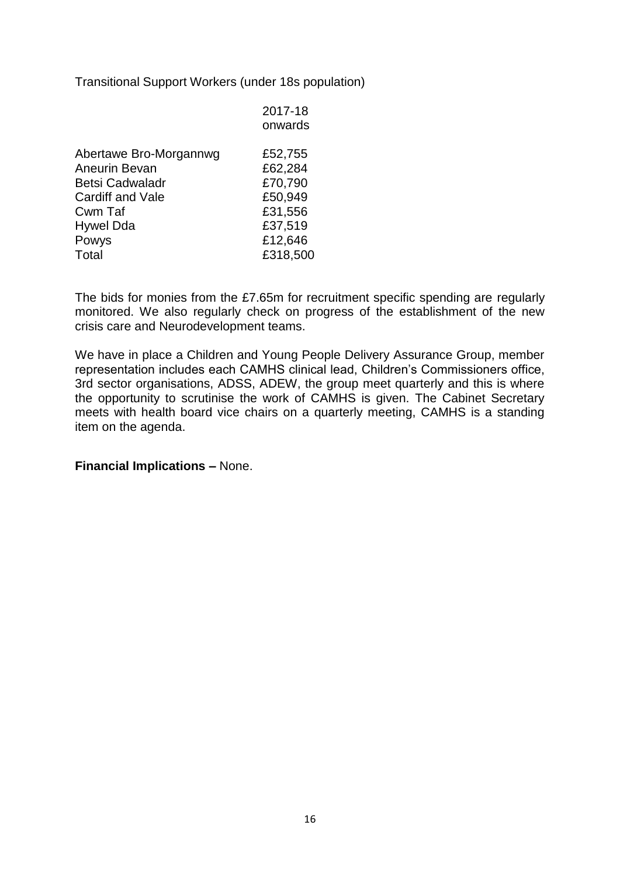Transitional Support Workers (under 18s population)

| | 2017-18 onwards |
|---|---|
| Abertawe Bro-Morgannwg | £52,755 |
| Aneurin Bevan | £62,284 |
| Betsi Cadwaladr | £70,790 |
| Cardiff and Vale | £50,949 |
| Cwm Taf | £31,556 |
| Hywel Dda | £37,519 |
| Powys | £12,646 |
| Total | £318,500 |

The bids for monies from the £7.65m for recruitment specific spending are regularly monitored. We also regularly check on progress of the establishment of the new crisis care and Neurodevelopment teams.

We have in place a Children and Young People Delivery Assurance Group, member representation includes each CAMHS clinical lead, Children's Commissioners office, 3rd sector organisations, ADSS, ADEW, the group meet quarterly and this is where the opportunity to scrutinise the work of CAMHS is given. The Cabinet Secretary meets with health board vice chairs on a quarterly meeting, CAMHS is a standing item on the agenda.

**Financial Implications –** None.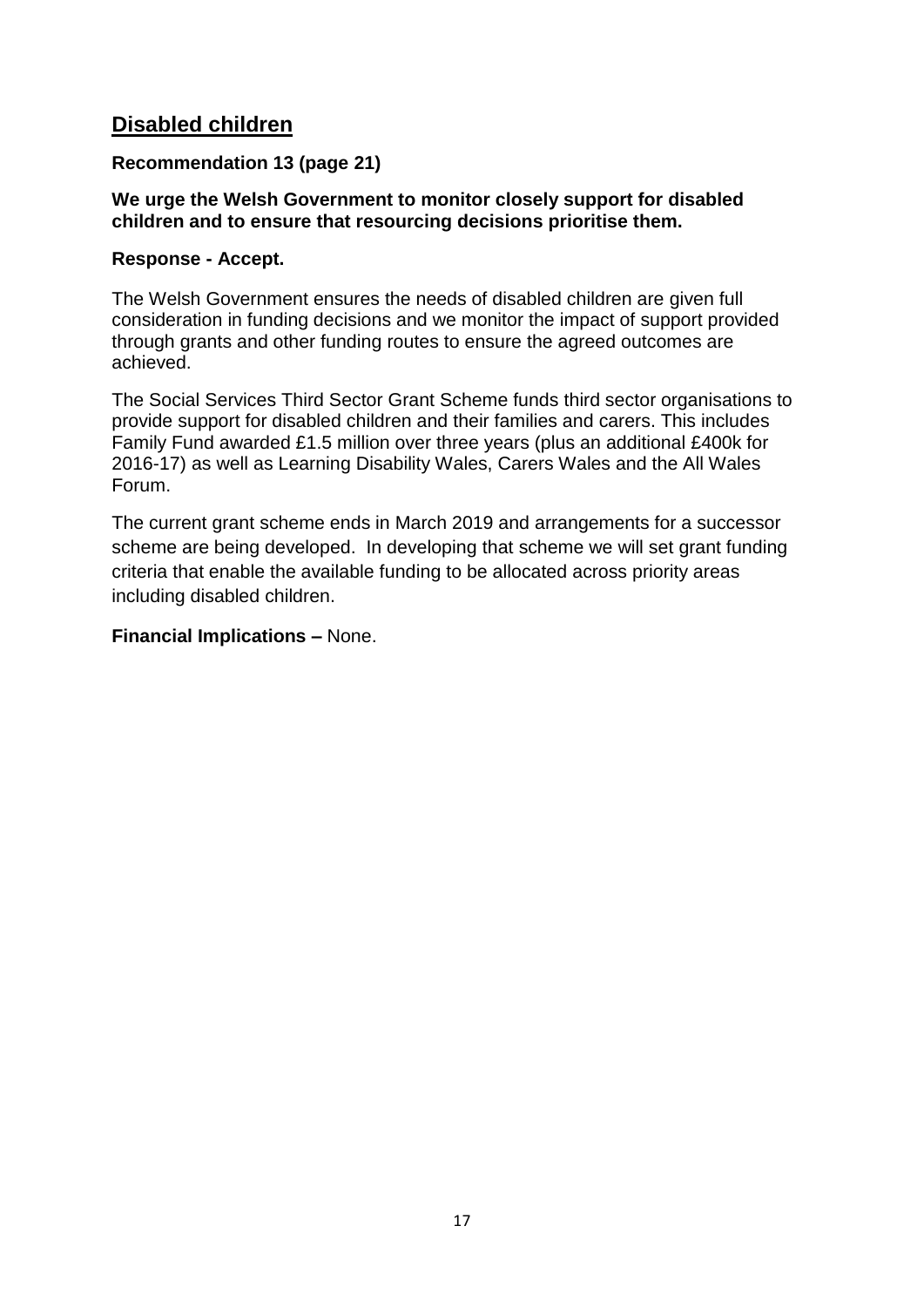## Disabled children

**Recommendation 13 (page 21)**

**We urge the Welsh Government to monitor closely support for disabled children and to ensure that resourcing decisions prioritise them.**

**Response - Accept.**

The Welsh Government ensures the needs of disabled children are given full consideration in funding decisions and we monitor the impact of support provided through grants and other funding routes to ensure the agreed outcomes are achieved.

The Social Services Third Sector Grant Scheme funds third sector organisations to provide support for disabled children and their families and carers. This includes Family Fund awarded £1.5 million over three years (plus an additional £400k for 2016-17) as well as Learning Disability Wales, Carers Wales and the All Wales Forum.

The current grant scheme ends in March 2019 and arrangements for a successor scheme are being developed. In developing that scheme we will set grant funding criteria that enable the available funding to be allocated across priority areas including disabled children.

**Financial Implications –** None.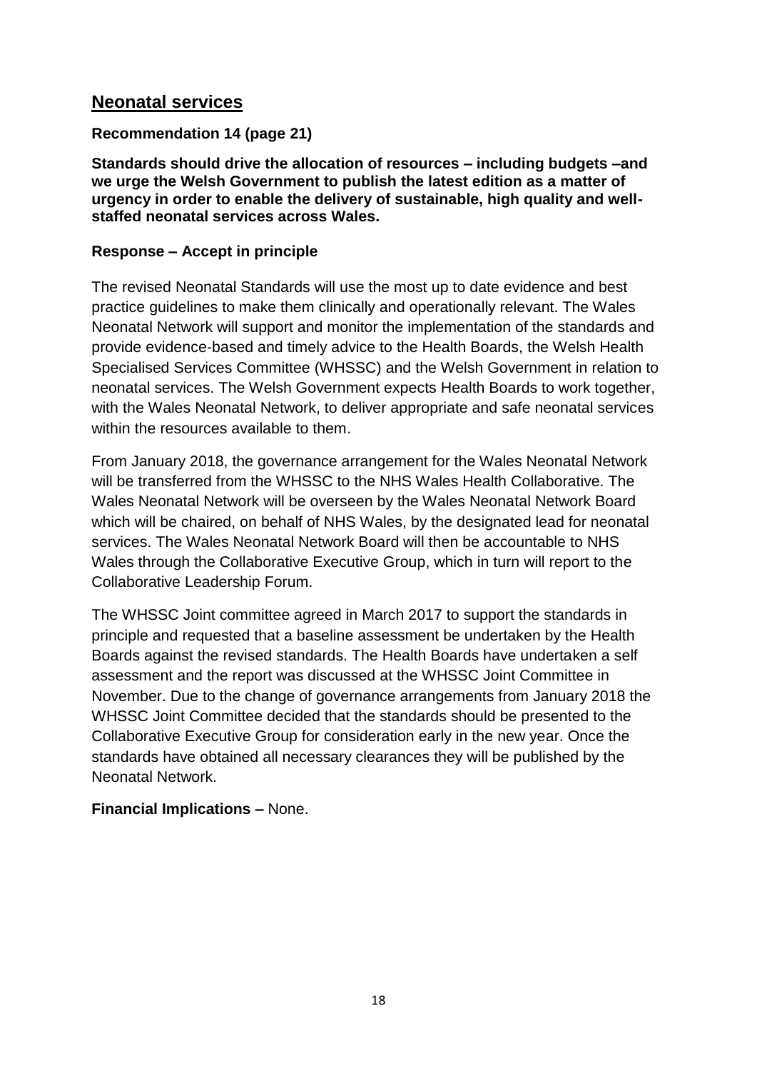## Neonatal services

**Recommendation 14 (page 21)**

**Standards should drive the allocation of resources – including budgets –and we urge the Welsh Government to publish the latest edition as a matter of urgency in order to enable the delivery of sustainable, high quality and well-staffed neonatal services across Wales.**

**Response – Accept in principle**

The revised Neonatal Standards will use the most up to date evidence and best practice guidelines to make them clinically and operationally relevant. The Wales Neonatal Network will support and monitor the implementation of the standards and provide evidence-based and timely advice to the Health Boards, the Welsh Health Specialised Services Committee (WHSSC) and the Welsh Government in relation to neonatal services. The Welsh Government expects Health Boards to work together, with the Wales Neonatal Network, to deliver appropriate and safe neonatal services within the resources available to them.

From January 2018, the governance arrangement for the Wales Neonatal Network will be transferred from the WHSSC to the NHS Wales Health Collaborative. The Wales Neonatal Network will be overseen by the Wales Neonatal Network Board which will be chaired, on behalf of NHS Wales, by the designated lead for neonatal services. The Wales Neonatal Network Board will then be accountable to NHS Wales through the Collaborative Executive Group, which in turn will report to the Collaborative Leadership Forum.

The WHSSC Joint committee agreed in March 2017 to support the standards in principle and requested that a baseline assessment be undertaken by the Health Boards against the revised standards. The Health Boards have undertaken a self assessment and the report was discussed at the WHSSC Joint Committee in November. Due to the change of governance arrangements from January 2018 the WHSSC Joint Committee decided that the standards should be presented to the Collaborative Executive Group for consideration early in the new year. Once the standards have obtained all necessary clearances they will be published by the Neonatal Network.

**Financial Implications –** None.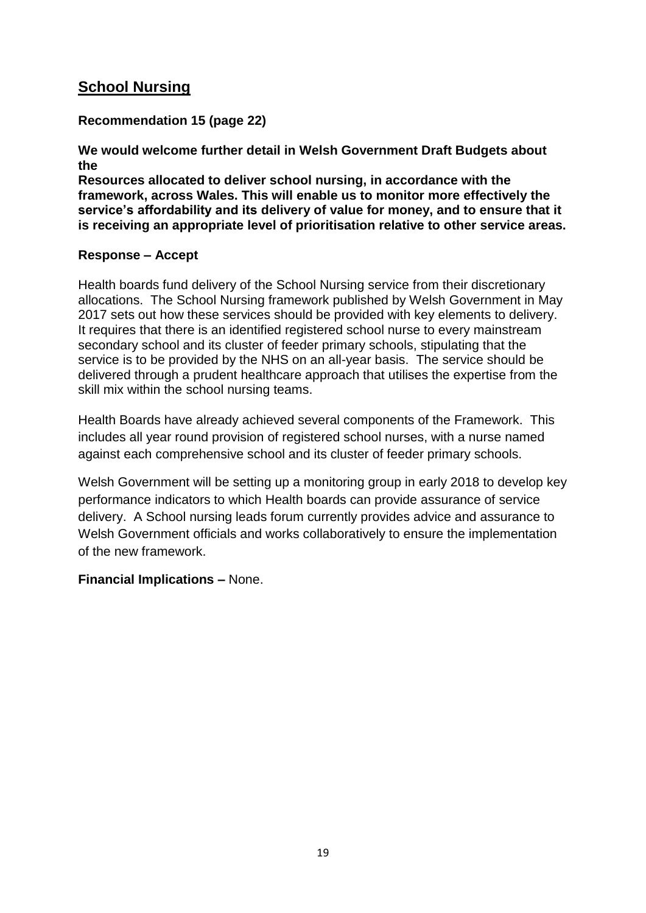## School Nursing

**Recommendation 15 (page 22)**

**We would welcome further detail in Welsh Government Draft Budgets about the**
**Resources allocated to deliver school nursing, in accordance with the framework, across Wales. This will enable us to monitor more effectively the service's affordability and its delivery of value for money, and to ensure that it is receiving an appropriate level of prioritisation relative to other service areas.**

**Response – Accept**

Health boards fund delivery of the School Nursing service from their discretionary allocations. The School Nursing framework published by Welsh Government in May 2017 sets out how these services should be provided with key elements to delivery. It requires that there is an identified registered school nurse to every mainstream secondary school and its cluster of feeder primary schools, stipulating that the service is to be provided by the NHS on an all-year basis. The service should be delivered through a prudent healthcare approach that utilises the expertise from the skill mix within the school nursing teams.

Health Boards have already achieved several components of the Framework. This includes all year round provision of registered school nurses, with a nurse named against each comprehensive school and its cluster of feeder primary schools.

Welsh Government will be setting up a monitoring group in early 2018 to develop key performance indicators to which Health boards can provide assurance of service delivery. A School nursing leads forum currently provides advice and assurance to Welsh Government officials and works collaboratively to ensure the implementation of the new framework.

**Financial Implications –** None.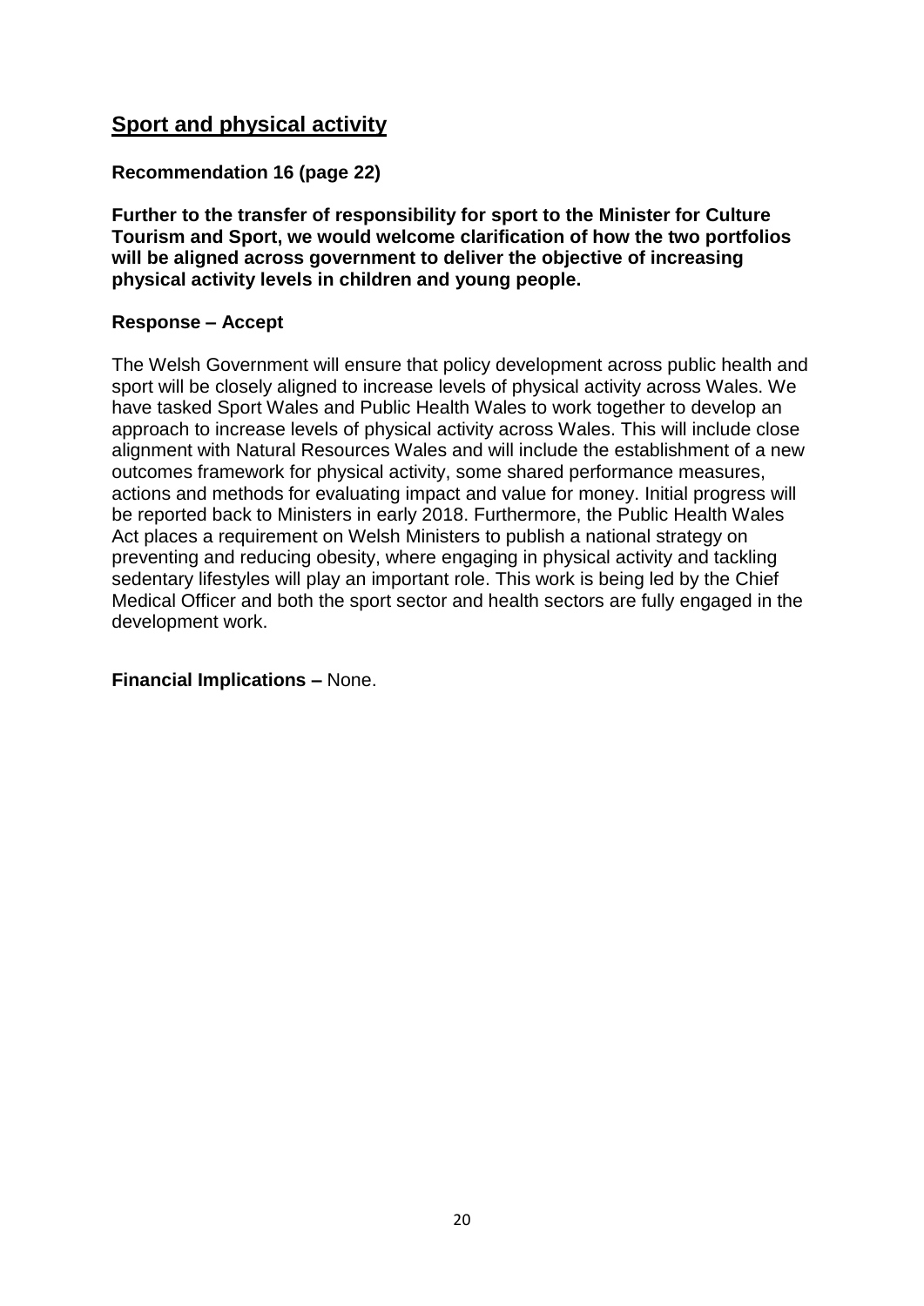## Sport and physical activity

**Recommendation 16 (page 22)**

**Further to the transfer of responsibility for sport to the Minister for Culture Tourism and Sport, we would welcome clarification of how the two portfolios will be aligned across government to deliver the objective of increasing physical activity levels in children and young people.**

**Response – Accept**

The Welsh Government will ensure that policy development across public health and sport will be closely aligned to increase levels of physical activity across Wales. We have tasked Sport Wales and Public Health Wales to work together to develop an approach to increase levels of physical activity across Wales. This will include close alignment with Natural Resources Wales and will include the establishment of a new outcomes framework for physical activity, some shared performance measures, actions and methods for evaluating impact and value for money. Initial progress will be reported back to Ministers in early 2018. Furthermore, the Public Health Wales Act places a requirement on Welsh Ministers to publish a national strategy on preventing and reducing obesity, where engaging in physical activity and tackling sedentary lifestyles will play an important role. This work is being led by the Chief Medical Officer and both the sport sector and health sectors are fully engaged in the development work.

**Financial Implications –** None.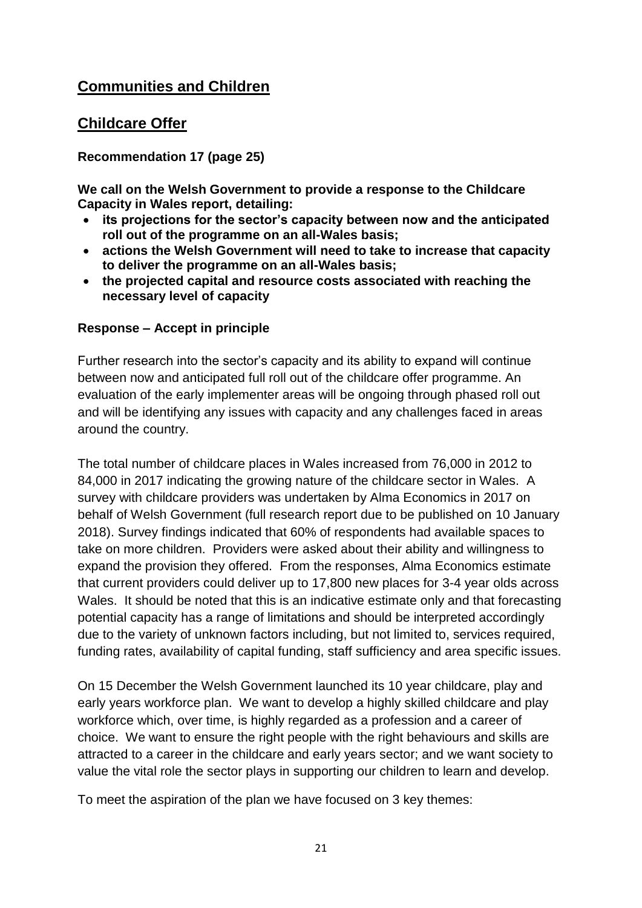## Communities and Children

## Childcare Offer

**Recommendation 17 (page 25)**

**We call on the Welsh Government to provide a response to the Childcare Capacity in Wales report, detailing:**

- **its projections for the sector's capacity between now and the anticipated roll out of the programme on an all-Wales basis;**
- **actions the Welsh Government will need to take to increase that capacity to deliver the programme on an all-Wales basis;**
- **the projected capital and resource costs associated with reaching the necessary level of capacity**

**Response – Accept in principle**

Further research into the sector's capacity and its ability to expand will continue between now and anticipated full roll out of the childcare offer programme. An evaluation of the early implementer areas will be ongoing through phased roll out and will be identifying any issues with capacity and any challenges faced in areas around the country.

The total number of childcare places in Wales increased from 76,000 in 2012 to 84,000 in 2017 indicating the growing nature of the childcare sector in Wales. A survey with childcare providers was undertaken by Alma Economics in 2017 on behalf of Welsh Government (full research report due to be published on 10 January 2018). Survey findings indicated that 60% of respondents had available spaces to take on more children. Providers were asked about their ability and willingness to expand the provision they offered. From the responses, Alma Economics estimate that current providers could deliver up to 17,800 new places for 3-4 year olds across Wales. It should be noted that this is an indicative estimate only and that forecasting potential capacity has a range of limitations and should be interpreted accordingly due to the variety of unknown factors including, but not limited to, services required, funding rates, availability of capital funding, staff sufficiency and area specific issues.

On 15 December the Welsh Government launched its 10 year childcare, play and early years workforce plan. We want to develop a highly skilled childcare and play workforce which, over time, is highly regarded as a profession and a career of choice. We want to ensure the right people with the right behaviours and skills are attracted to a career in the childcare and early years sector; and we want society to value the vital role the sector plays in supporting our children to learn and develop.

To meet the aspiration of the plan we have focused on 3 key themes: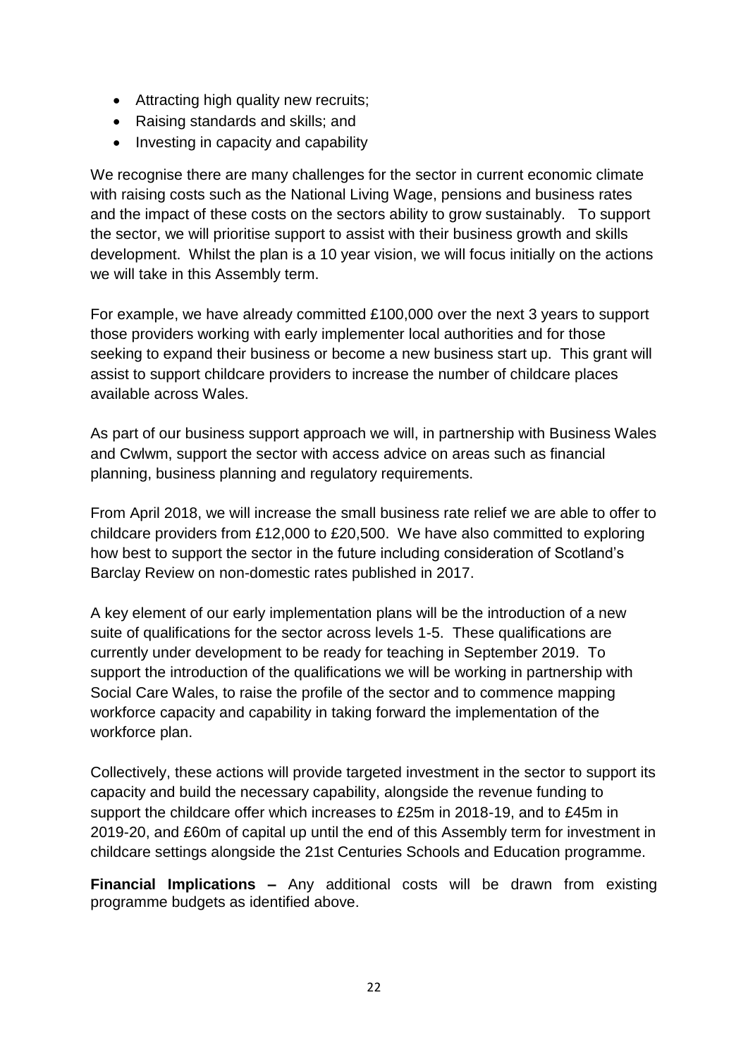- Attracting high quality new recruits;
- Raising standards and skills; and
- Investing in capacity and capability

We recognise there are many challenges for the sector in current economic climate with raising costs such as the National Living Wage, pensions and business rates and the impact of these costs on the sectors ability to grow sustainably. To support the sector, we will prioritise support to assist with their business growth and skills development. Whilst the plan is a 10 year vision, we will focus initially on the actions we will take in this Assembly term.

For example, we have already committed £100,000 over the next 3 years to support those providers working with early implementer local authorities and for those seeking to expand their business or become a new business start up. This grant will assist to support childcare providers to increase the number of childcare places available across Wales.

As part of our business support approach we will, in partnership with Business Wales and Cwlwm, support the sector with access advice on areas such as financial planning, business planning and regulatory requirements.

From April 2018, we will increase the small business rate relief we are able to offer to childcare providers from £12,000 to £20,500. We have also committed to exploring how best to support the sector in the future including consideration of Scotland's Barclay Review on non-domestic rates published in 2017.

A key element of our early implementation plans will be the introduction of a new suite of qualifications for the sector across levels 1-5. These qualifications are currently under development to be ready for teaching in September 2019. To support the introduction of the qualifications we will be working in partnership with Social Care Wales, to raise the profile of the sector and to commence mapping workforce capacity and capability in taking forward the implementation of the workforce plan.

Collectively, these actions will provide targeted investment in the sector to support its capacity and build the necessary capability, alongside the revenue funding to support the childcare offer which increases to £25m in 2018-19, and to £45m in 2019-20, and £60m of capital up until the end of this Assembly term for investment in childcare settings alongside the 21st Centuries Schools and Education programme.

**Financial Implications –** Any additional costs will be drawn from existing programme budgets as identified above.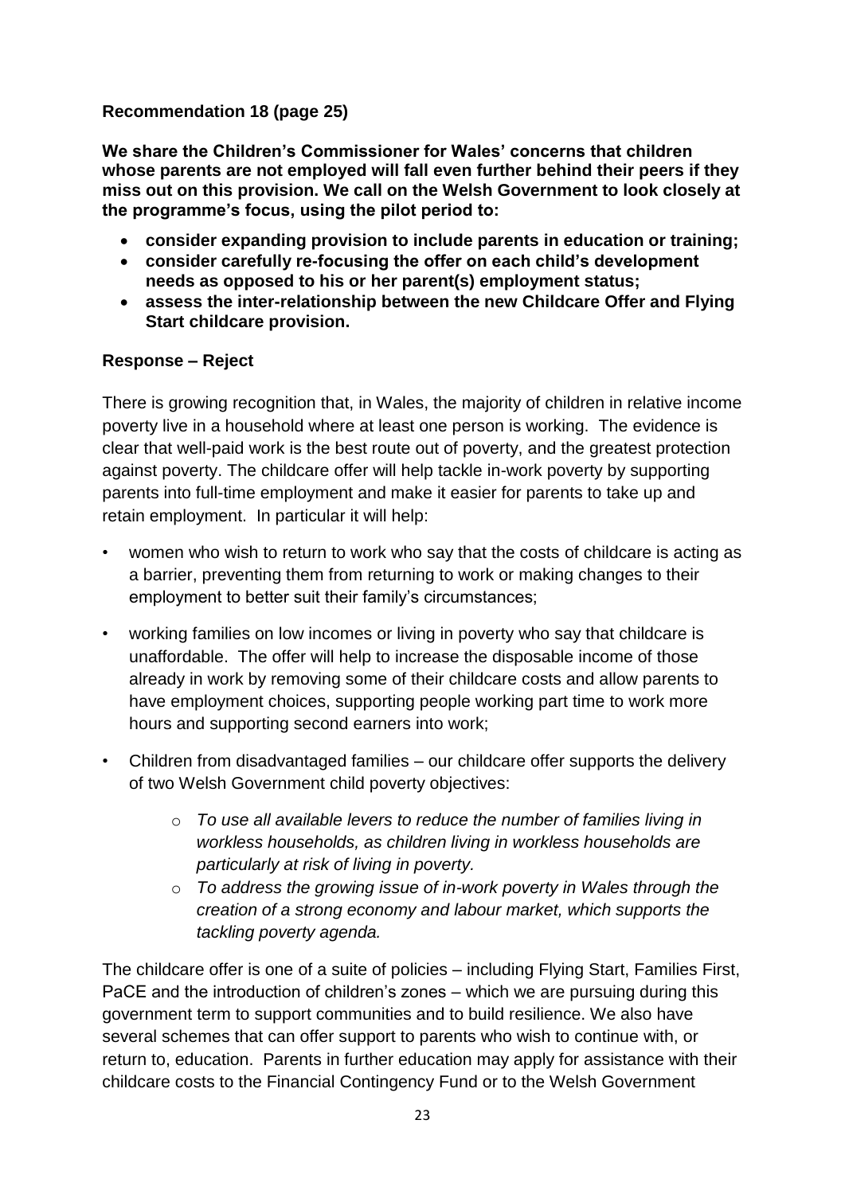**Recommendation 18 (page 25)**

**We share the Children's Commissioner for Wales' concerns that children whose parents are not employed will fall even further behind their peers if they miss out on this provision. We call on the Welsh Government to look closely at the programme's focus, using the pilot period to:**

- **consider expanding provision to include parents in education or training;**
- **consider carefully re-focusing the offer on each child's development needs as opposed to his or her parent(s) employment status;**
- **assess the inter-relationship between the new Childcare Offer and Flying Start childcare provision.**

**Response – Reject**

There is growing recognition that, in Wales, the majority of children in relative income poverty live in a household where at least one person is working. The evidence is clear that well-paid work is the best route out of poverty, and the greatest protection against poverty. The childcare offer will help tackle in-work poverty by supporting parents into full-time employment and make it easier for parents to take up and retain employment. In particular it will help:

- women who wish to return to work who say that the costs of childcare is acting as a barrier, preventing them from returning to work or making changes to their employment to better suit their family's circumstances;
- working families on low incomes or living in poverty who say that childcare is unaffordable. The offer will help to increase the disposable income of those already in work by removing some of their childcare costs and allow parents to have employment choices, supporting people working part time to work more hours and supporting second earners into work;
- Children from disadvantaged families – our childcare offer supports the delivery of two Welsh Government child poverty objectives:
  - *To use all available levers to reduce the number of families living in workless households, as children living in workless households are particularly at risk of living in poverty.*
  - *To address the growing issue of in-work poverty in Wales through the creation of a strong economy and labour market, which supports the tackling poverty agenda.*

The childcare offer is one of a suite of policies – including Flying Start, Families First, PaCE and the introduction of children's zones – which we are pursuing during this government term to support communities and to build resilience. We also have several schemes that can offer support to parents who wish to continue with, or return to, education. Parents in further education may apply for assistance with their childcare costs to the Financial Contingency Fund or to the Welsh Government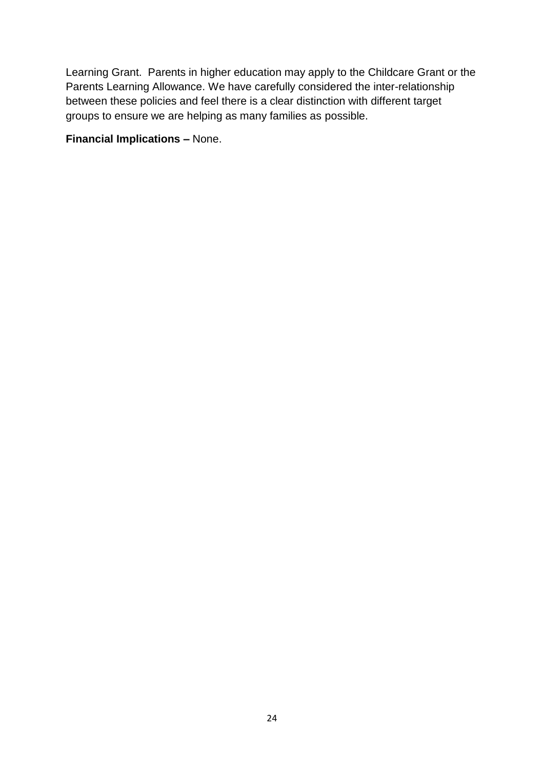Learning Grant. Parents in higher education may apply to the Childcare Grant or the Parents Learning Allowance. We have carefully considered the inter-relationship between these policies and feel there is a clear distinction with different target groups to ensure we are helping as many families as possible.

**Financial Implications –** None.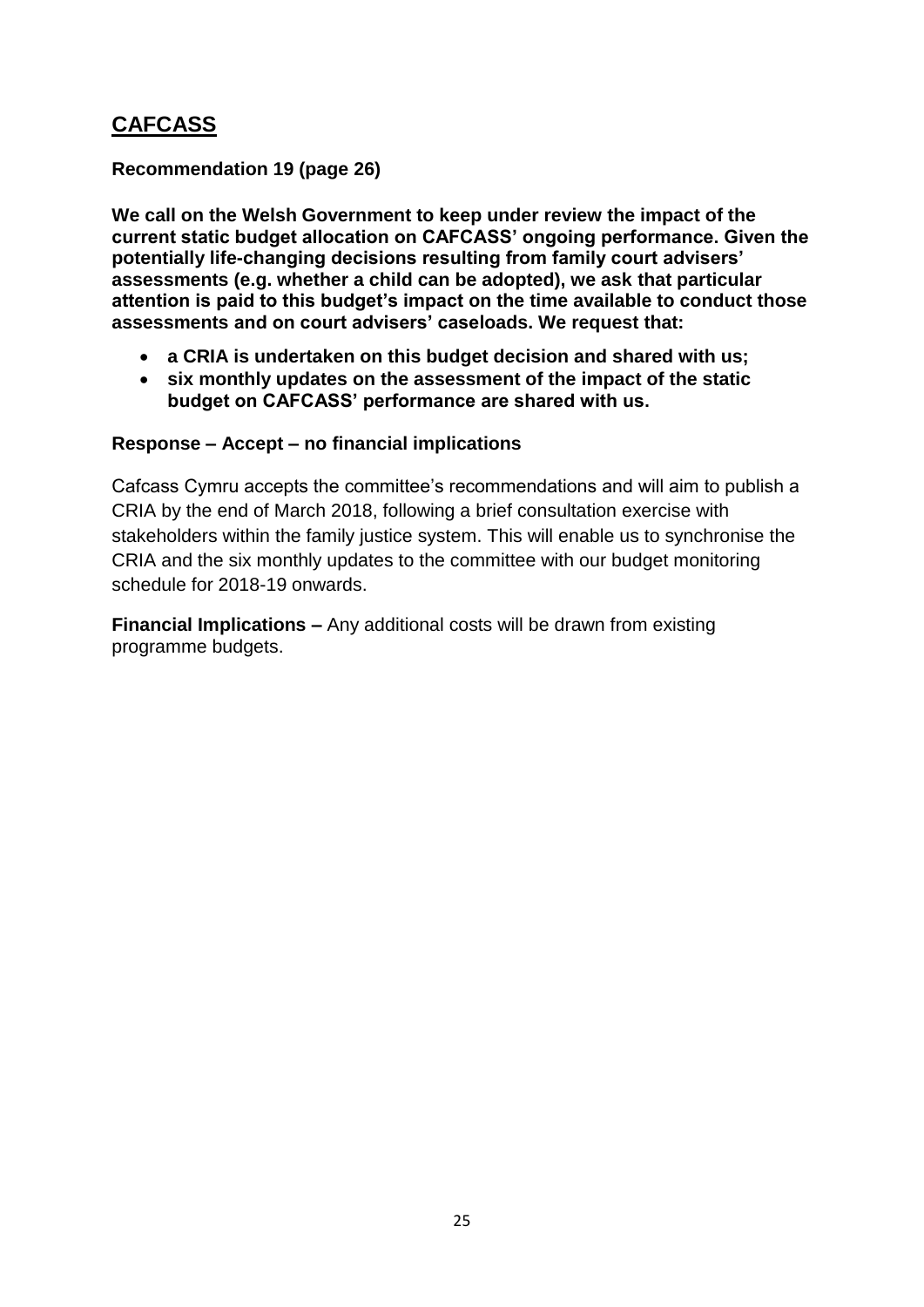## CAFCASS

**Recommendation 19 (page 26)**

**We call on the Welsh Government to keep under review the impact of the current static budget allocation on CAFCASS' ongoing performance. Given the potentially life-changing decisions resulting from family court advisers' assessments (e.g. whether a child can be adopted), we ask that particular attention is paid to this budget's impact on the time available to conduct those assessments and on court advisers' caseloads. We request that:**

- **a CRIA is undertaken on this budget decision and shared with us;**
- **six monthly updates on the assessment of the impact of the static budget on CAFCASS' performance are shared with us.**

**Response – Accept – no financial implications**

Cafcass Cymru accepts the committee's recommendations and will aim to publish a CRIA by the end of March 2018, following a brief consultation exercise with stakeholders within the family justice system. This will enable us to synchronise the CRIA and the six monthly updates to the committee with our budget monitoring schedule for 2018-19 onwards.

**Financial Implications –** Any additional costs will be drawn from existing programme budgets.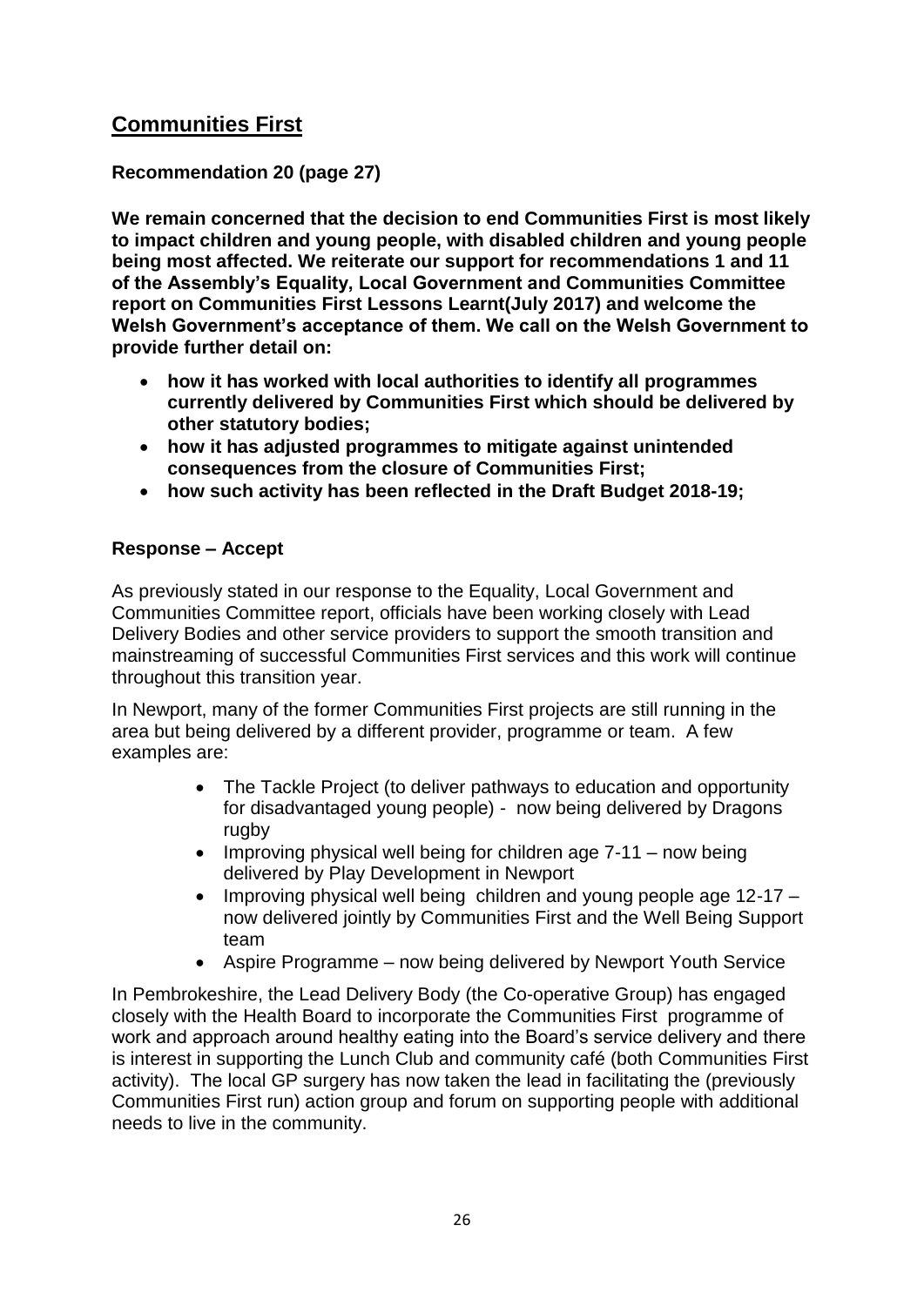## Communities First

**Recommendation 20 (page 27)**

**We remain concerned that the decision to end Communities First is most likely to impact children and young people, with disabled children and young people being most affected. We reiterate our support for recommendations 1 and 11 of the Assembly's Equality, Local Government and Communities Committee report on Communities First Lessons Learnt(July 2017) and welcome the Welsh Government's acceptance of them. We call on the Welsh Government to provide further detail on:**

- **how it has worked with local authorities to identify all programmes currently delivered by Communities First which should be delivered by other statutory bodies;**
- **how it has adjusted programmes to mitigate against unintended consequences from the closure of Communities First;**
- **how such activity has been reflected in the Draft Budget 2018-19;**

**Response – Accept**

As previously stated in our response to the Equality, Local Government and Communities Committee report, officials have been working closely with Lead Delivery Bodies and other service providers to support the smooth transition and mainstreaming of successful Communities First services and this work will continue throughout this transition year.

In Newport, many of the former Communities First projects are still running in the area but being delivered by a different provider, programme or team. A few examples are:

- The Tackle Project (to deliver pathways to education and opportunity for disadvantaged young people) - now being delivered by Dragons rugby
- Improving physical well being for children age 7-11 – now being delivered by Play Development in Newport
- Improving physical well being children and young people age 12-17 – now delivered jointly by Communities First and the Well Being Support team
- Aspire Programme – now being delivered by Newport Youth Service

In Pembrokeshire, the Lead Delivery Body (the Co-operative Group) has engaged closely with the Health Board to incorporate the Communities First programme of work and approach around healthy eating into the Board's service delivery and there is interest in supporting the Lunch Club and community café (both Communities First activity). The local GP surgery has now taken the lead in facilitating the (previously Communities First run) action group and forum on supporting people with additional needs to live in the community.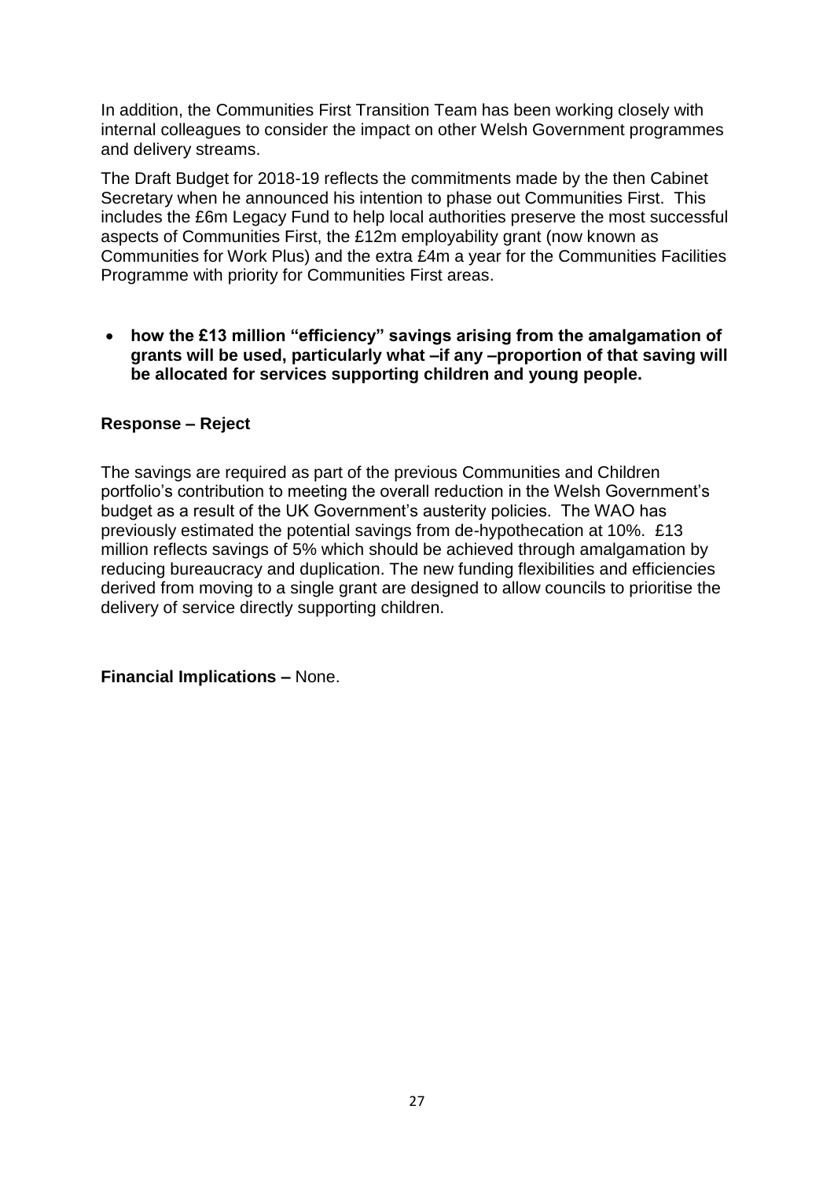In addition, the Communities First Transition Team has been working closely with internal colleagues to consider the impact on other Welsh Government programmes and delivery streams.

The Draft Budget for 2018-19 reflects the commitments made by the then Cabinet Secretary when he announced his intention to phase out Communities First. This includes the £6m Legacy Fund to help local authorities preserve the most successful aspects of Communities First, the £12m employability grant (now known as Communities for Work Plus) and the extra £4m a year for the Communities Facilities Programme with priority for Communities First areas.

- **how the £13 million "efficiency" savings arising from the amalgamation of grants will be used, particularly what –if any –proportion of that saving will be allocated for services supporting children and young people.**

**Response – Reject**

The savings are required as part of the previous Communities and Children portfolio's contribution to meeting the overall reduction in the Welsh Government's budget as a result of the UK Government's austerity policies. The WAO has previously estimated the potential savings from de-hypothecation at 10%. £13 million reflects savings of 5% which should be achieved through amalgamation by reducing bureaucracy and duplication. The new funding flexibilities and efficiencies derived from moving to a single grant are designed to allow councils to prioritise the delivery of service directly supporting children.

**Financial Implications –** None.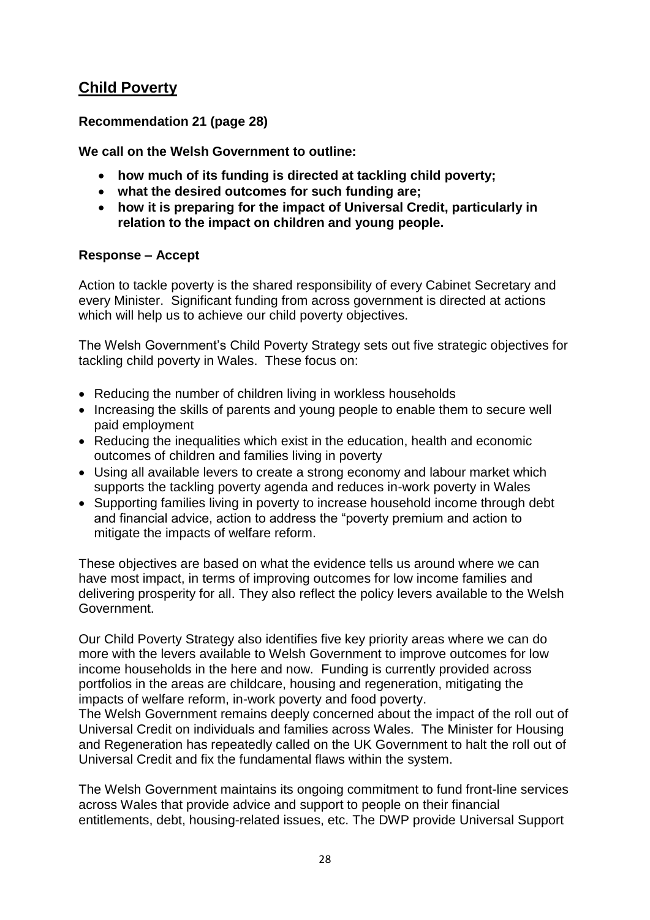## Child Poverty

**Recommendation 21 (page 28)**

**We call on the Welsh Government to outline:**

- **how much of its funding is directed at tackling child poverty;**
- **what the desired outcomes for such funding are;**
- **how it is preparing for the impact of Universal Credit, particularly in relation to the impact on children and young people.**

**Response – Accept**

Action to tackle poverty is the shared responsibility of every Cabinet Secretary and every Minister. Significant funding from across government is directed at actions which will help us to achieve our child poverty objectives.

The Welsh Government's Child Poverty Strategy sets out five strategic objectives for tackling child poverty in Wales. These focus on:

- Reducing the number of children living in workless households
- Increasing the skills of parents and young people to enable them to secure well paid employment
- Reducing the inequalities which exist in the education, health and economic outcomes of children and families living in poverty
- Using all available levers to create a strong economy and labour market which supports the tackling poverty agenda and reduces in-work poverty in Wales
- Supporting families living in poverty to increase household income through debt and financial advice, action to address the "poverty premium and action to mitigate the impacts of welfare reform.

These objectives are based on what the evidence tells us around where we can have most impact, in terms of improving outcomes for low income families and delivering prosperity for all. They also reflect the policy levers available to the Welsh Government.

Our Child Poverty Strategy also identifies five key priority areas where we can do more with the levers available to Welsh Government to improve outcomes for low income households in the here and now. Funding is currently provided across portfolios in the areas are childcare, housing and regeneration, mitigating the impacts of welfare reform, in-work poverty and food poverty.

The Welsh Government remains deeply concerned about the impact of the roll out of Universal Credit on individuals and families across Wales. The Minister for Housing and Regeneration has repeatedly called on the UK Government to halt the roll out of Universal Credit and fix the fundamental flaws within the system.

The Welsh Government maintains its ongoing commitment to fund front-line services across Wales that provide advice and support to people on their financial entitlements, debt, housing-related issues, etc. The DWP provide Universal Support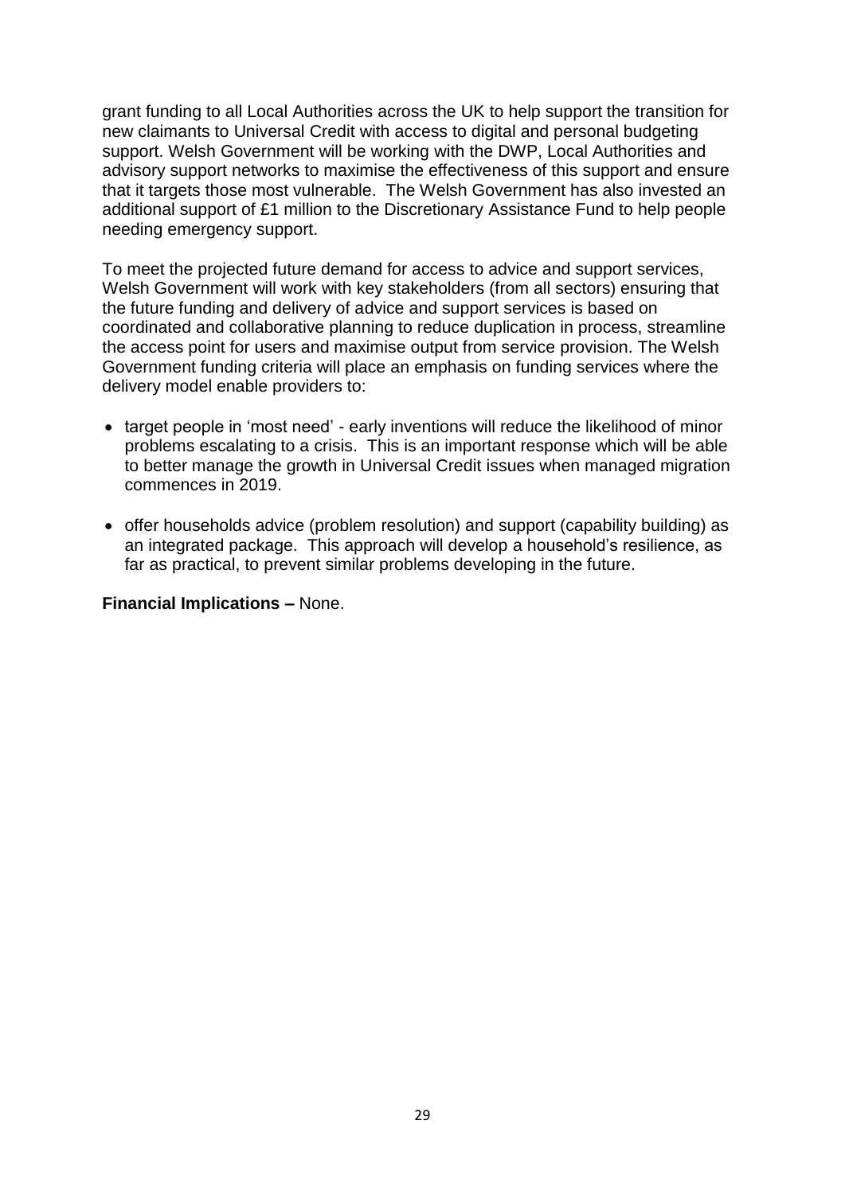grant funding to all Local Authorities across the UK to help support the transition for new claimants to Universal Credit with access to digital and personal budgeting support. Welsh Government will be working with the DWP, Local Authorities and advisory support networks to maximise the effectiveness of this support and ensure that it targets those most vulnerable. The Welsh Government has also invested an additional support of £1 million to the Discretionary Assistance Fund to help people needing emergency support.

To meet the projected future demand for access to advice and support services, Welsh Government will work with key stakeholders (from all sectors) ensuring that the future funding and delivery of advice and support services is based on coordinated and collaborative planning to reduce duplication in process, streamline the access point for users and maximise output from service provision. The Welsh Government funding criteria will place an emphasis on funding services where the delivery model enable providers to:

- target people in 'most need' - early inventions will reduce the likelihood of minor problems escalating to a crisis. This is an important response which will be able to better manage the growth in Universal Credit issues when managed migration commences in 2019.

- offer households advice (problem resolution) and support (capability building) as an integrated package. This approach will develop a household's resilience, as far as practical, to prevent similar problems developing in the future.

**Financial Implications –** None.